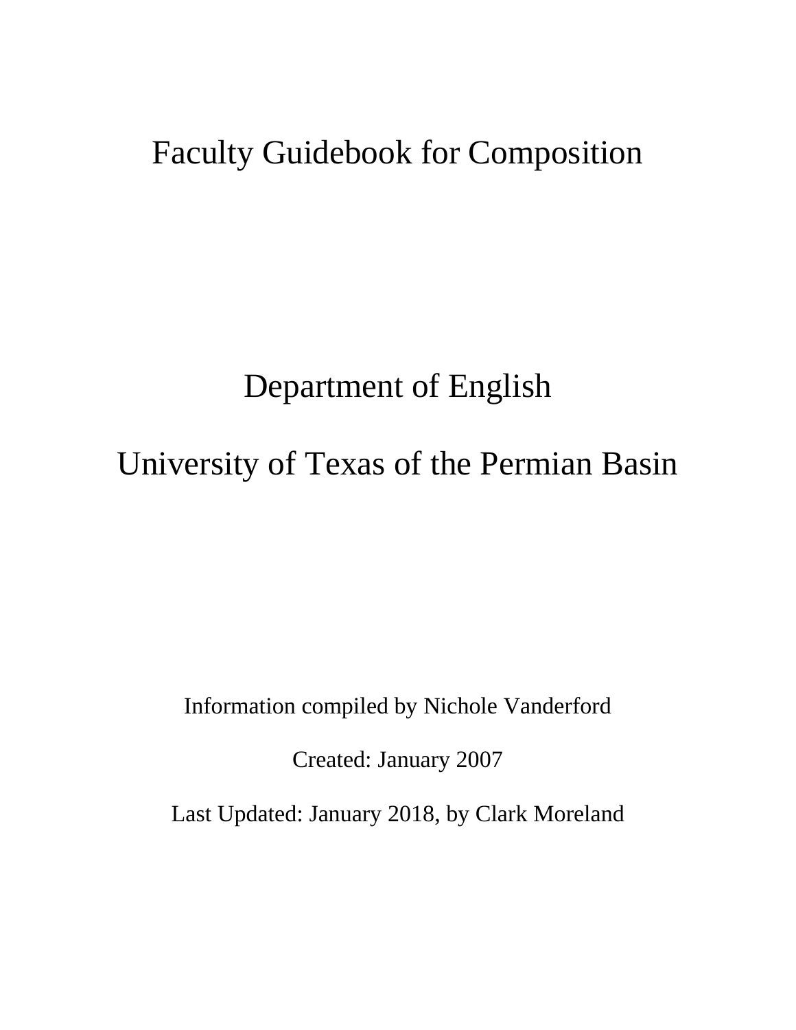# Faculty Guidebook for Composition

## Department of English

## University of Texas of the Permian Basin

Information compiled by Nichole Vanderford

Created: January 2007

Last Updated: January 2018, by Clark Moreland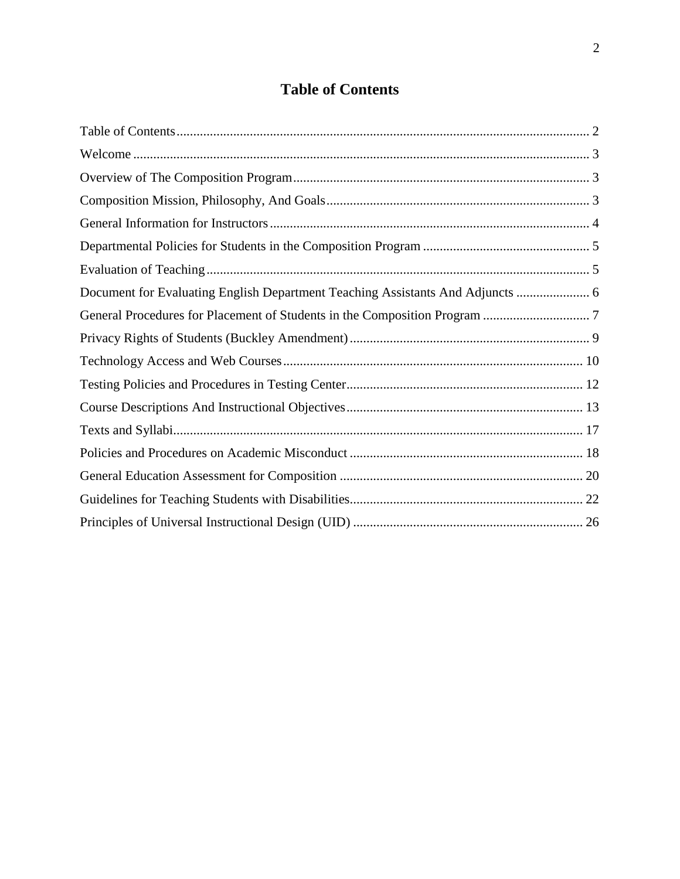# Table of Contents

Table of Contents ........................................................................................................................... 2

Welcome ........................................................................................................................................ 3

Overview of The Composition Program ......................................................................................... 3

Composition Mission, Philosophy, And Goals ............................................................................... 3

General Information for Instructors ................................................................................................ 4

Departmental Policies for Students in the Composition Program .................................................. 5

Evaluation of Teaching ................................................................................................................... 5

Document for Evaluating English Department Teaching Assistants And Adjuncts ...................... 6

General Procedures for Placement of Students in the Composition Program ................................ 7

Privacy Rights of Students (Buckley Amendment) ........................................................................ 9

Technology Access and Web Courses .......................................................................................... 10

Testing Policies and Procedures in Testing Center ....................................................................... 12

Course Descriptions And Instructional Objectives ....................................................................... 13

Texts and Syllabi ........................................................................................................................... 17

Policies and Procedures on Academic Misconduct ...................................................................... 18

General Education Assessment for Composition ......................................................................... 20

Guidelines for Teaching Students with Disabilities ...................................................................... 22

Principles of Universal Instructional Design (UID) ..................................................................... 26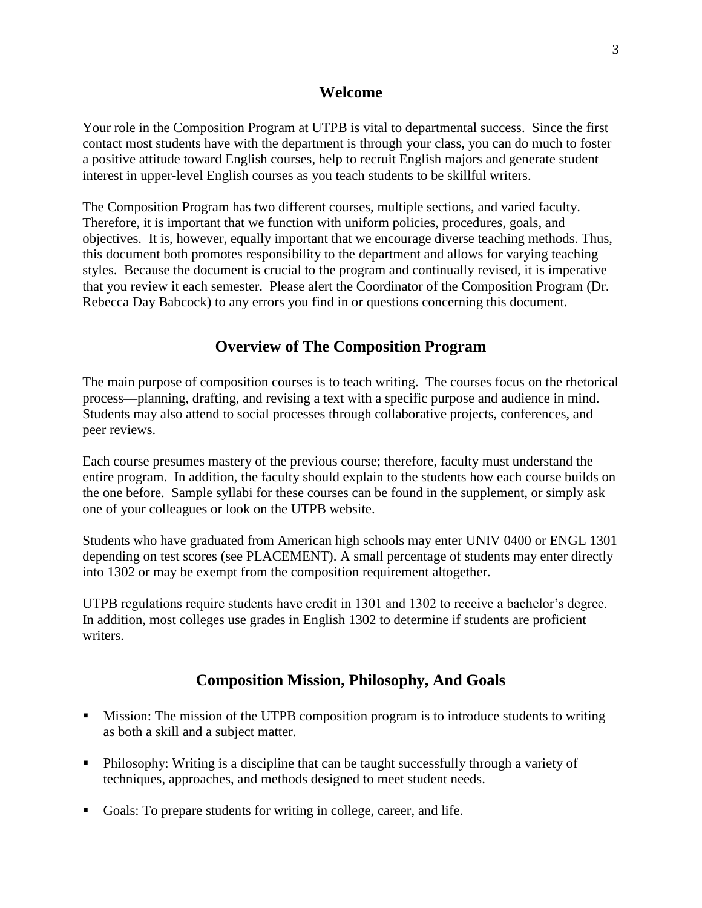## Welcome

Your role in the Composition Program at UTPB is vital to departmental success. Since the first contact most students have with the department is through your class, you can do much to foster a positive attitude toward English courses, help to recruit English majors and generate student interest in upper-level English courses as you teach students to be skillful writers.

The Composition Program has two different courses, multiple sections, and varied faculty. Therefore, it is important that we function with uniform policies, procedures, goals, and objectives. It is, however, equally important that we encourage diverse teaching methods. Thus, this document both promotes responsibility to the department and allows for varying teaching styles. Because the document is crucial to the program and continually revised, it is imperative that you review it each semester. Please alert the Coordinator of the Composition Program (Dr. Rebecca Day Babcock) to any errors you find in or questions concerning this document.

## Overview of The Composition Program

The main purpose of composition courses is to teach writing. The courses focus on the rhetorical process—planning, drafting, and revising a text with a specific purpose and audience in mind. Students may also attend to social processes through collaborative projects, conferences, and peer reviews.

Each course presumes mastery of the previous course; therefore, faculty must understand the entire program. In addition, the faculty should explain to the students how each course builds on the one before. Sample syllabi for these courses can be found in the supplement, or simply ask one of your colleagues or look on the UTPB website.

Students who have graduated from American high schools may enter UNIV 0400 or ENGL 1301 depending on test scores (see PLACEMENT). A small percentage of students may enter directly into 1302 or may be exempt from the composition requirement altogether.

UTPB regulations require students have credit in 1301 and 1302 to receive a bachelor's degree. In addition, most colleges use grades in English 1302 to determine if students are proficient writers.

## Composition Mission, Philosophy, And Goals

- Mission: The mission of the UTPB composition program is to introduce students to writing as both a skill and a subject matter.
- Philosophy: Writing is a discipline that can be taught successfully through a variety of techniques, approaches, and methods designed to meet student needs.
- Goals: To prepare students for writing in college, career, and life.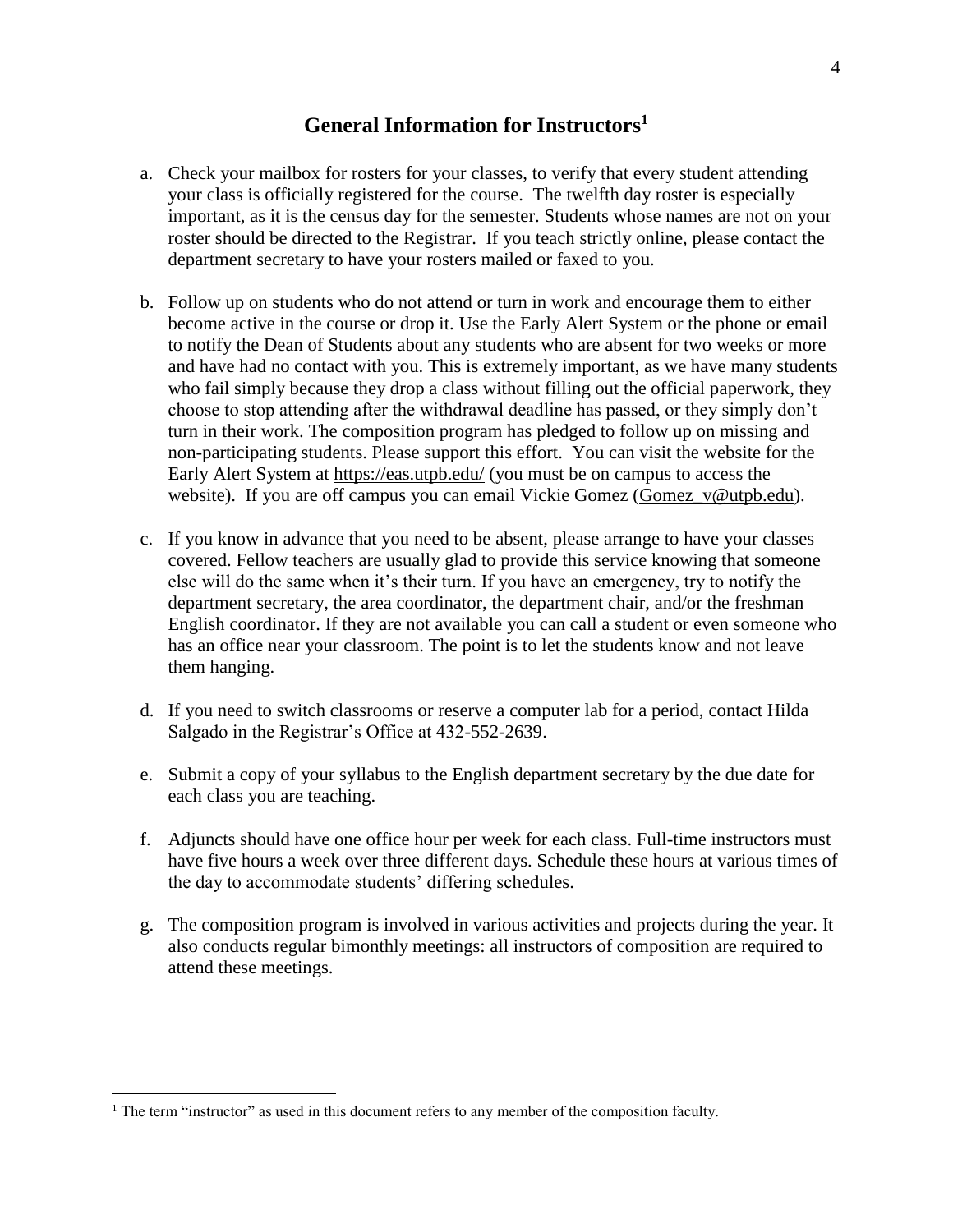## General Information for Instructors[1]

a. Check your mailbox for rosters for your classes, to verify that every student attending your class is officially registered for the course. The twelfth day roster is especially important, as it is the census day for the semester. Students whose names are not on your roster should be directed to the Registrar. If you teach strictly online, please contact the department secretary to have your rosters mailed or faxed to you.

b. Follow up on students who do not attend or turn in work and encourage them to either become active in the course or drop it. Use the Early Alert System or the phone or email to notify the Dean of Students about any students who are absent for two weeks or more and have had no contact with you. This is extremely important, as we have many students who fail simply because they drop a class without filling out the official paperwork, they choose to stop attending after the withdrawal deadline has passed, or they simply don't turn in their work. The composition program has pledged to follow up on missing and non-participating students. Please support this effort. You can visit the website for the Early Alert System at https://eas.utpb.edu/ (you must be on campus to access the website). If you are off campus you can email Vickie Gomez (Gomez_v@utpb.edu).

c. If you know in advance that you need to be absent, please arrange to have your classes covered. Fellow teachers are usually glad to provide this service knowing that someone else will do the same when it's their turn. If you have an emergency, try to notify the department secretary, the area coordinator, the department chair, and/or the freshman English coordinator. If they are not available you can call a student or even someone who has an office near your classroom. The point is to let the students know and not leave them hanging.

d. If you need to switch classrooms or reserve a computer lab for a period, contact Hilda Salgado in the Registrar's Office at 432-552-2639.

e. Submit a copy of your syllabus to the English department secretary by the due date for each class you are teaching.

f. Adjuncts should have one office hour per week for each class. Full-time instructors must have five hours a week over three different days. Schedule these hours at various times of the day to accommodate students' differing schedules.

g. The composition program is involved in various activities and projects during the year. It also conducts regular bimonthly meetings: all instructors of composition are required to attend these meetings.

---

[1] The term "instructor" as used in this document refers to any member of the composition faculty.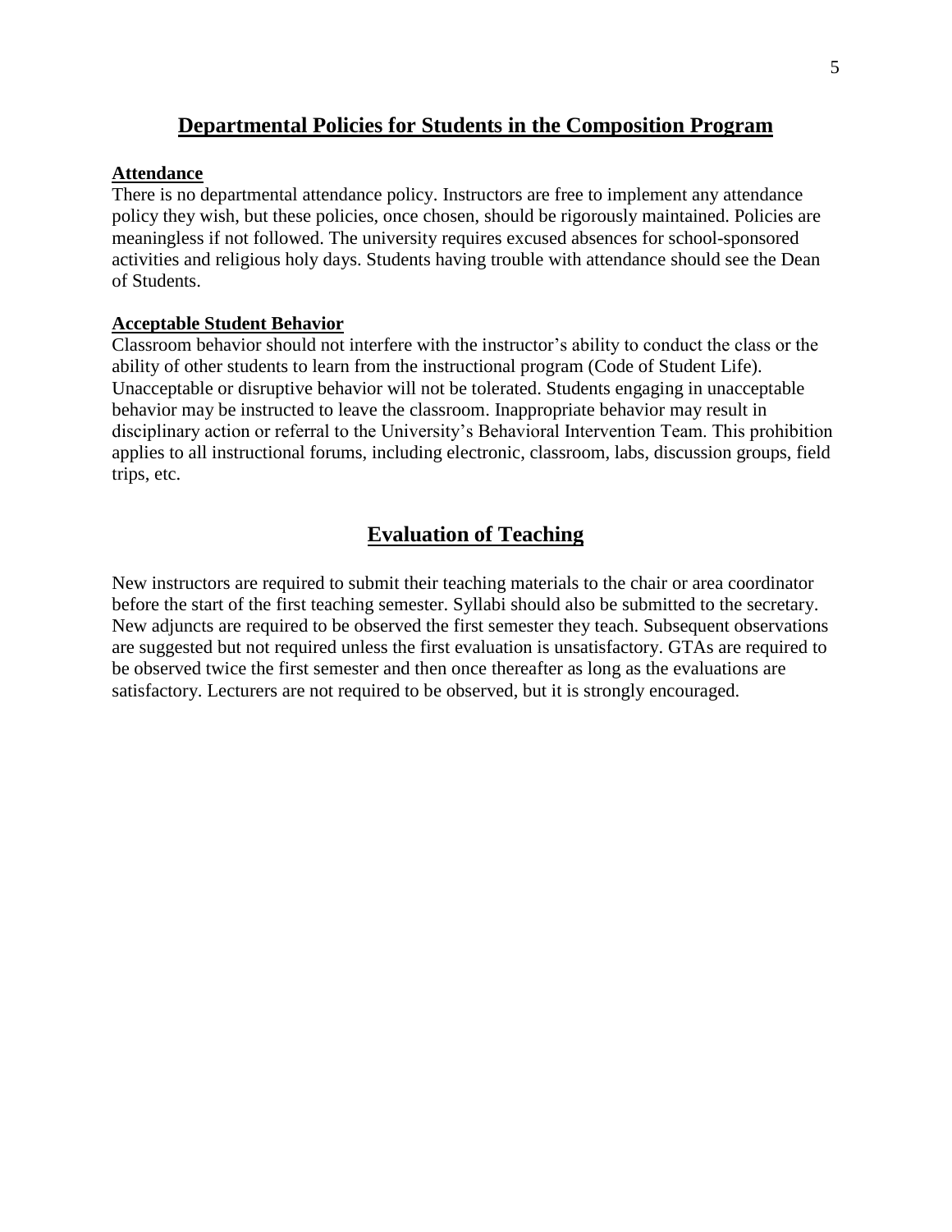## Departmental Policies for Students in the Composition Program

### Attendance

There is no departmental attendance policy. Instructors are free to implement any attendance policy they wish, but these policies, once chosen, should be rigorously maintained. Policies are meaningless if not followed. The university requires excused absences for school-sponsored activities and religious holy days. Students having trouble with attendance should see the Dean of Students.

### Acceptable Student Behavior

Classroom behavior should not interfere with the instructor's ability to conduct the class or the ability of other students to learn from the instructional program (Code of Student Life). Unacceptable or disruptive behavior will not be tolerated. Students engaging in unacceptable behavior may be instructed to leave the classroom. Inappropriate behavior may result in disciplinary action or referral to the University's Behavioral Intervention Team. This prohibition applies to all instructional forums, including electronic, classroom, labs, discussion groups, field trips, etc.

## Evaluation of Teaching

New instructors are required to submit their teaching materials to the chair or area coordinator before the start of the first teaching semester. Syllabi should also be submitted to the secretary. New adjuncts are required to be observed the first semester they teach. Subsequent observations are suggested but not required unless the first evaluation is unsatisfactory. GTAs are required to be observed twice the first semester and then once thereafter as long as the evaluations are satisfactory. Lecturers are not required to be observed, but it is strongly encouraged.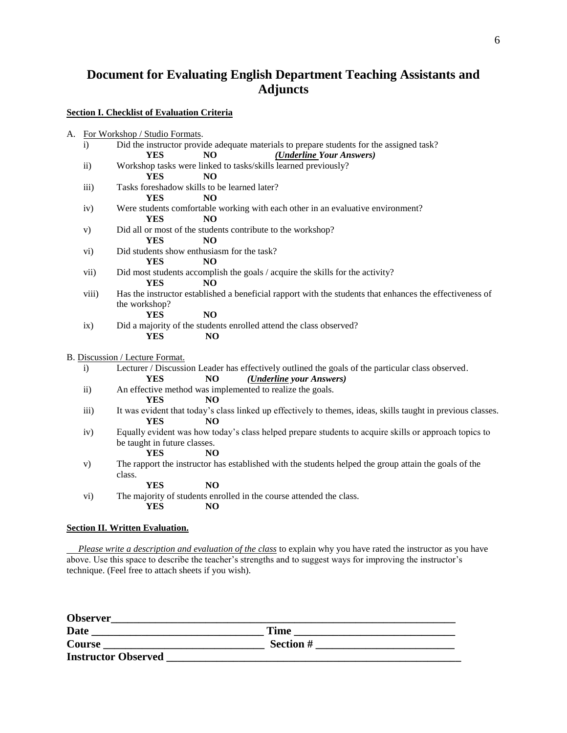# Document for Evaluating English Department Teaching Assistants and Adjuncts

**Section I. Checklist of Evaluation Criteria**

A. For Workshop / Studio Formats.

i) Did the instructor provide adequate materials to prepare students for the assigned task?
**YES** **NO** ***(Underline Your Answers)***

ii) Workshop tasks were linked to tasks/skills learned previously?
**YES** **NO**

iii) Tasks foreshadow skills to be learned later?
**YES** **NO**

iv) Were students comfortable working with each other in an evaluative environment?
**YES** **NO**

v) Did all or most of the students contribute to the workshop?
**YES** **NO**

vi) Did students show enthusiasm for the task?
**YES** **NO**

vii) Did most students accomplish the goals / acquire the skills for the activity?
**YES** **NO**

viii) Has the instructor established a beneficial rapport with the students that enhances the effectiveness of the workshop?
**YES** **NO**

ix) Did a majority of the students enrolled attend the class observed?
**YES** **NO**

B. Discussion / Lecture Format.

i) Lecturer / Discussion Leader has effectively outlined the goals of the particular class observed.
**YES** **NO** ***(Underline your Answers)***

ii) An effective method was implemented to realize the goals.
**YES** **NO**

iii) It was evident that today's class linked up effectively to themes, ideas, skills taught in previous classes.
**YES** **NO**

iv) Equally evident was how today's class helped prepare students to acquire skills or approach topics to be taught in future classes.
**YES** **NO**

v) The rapport the instructor has established with the students helped the group attain the goals of the class.
**YES** **NO**

vi) The majority of students enrolled in the course attended the class.
**YES** **NO**

**Section II. Written Evaluation.**

*Please write a description and evaluation of the class* to explain why you have rated the instructor as you have above. Use this space to describe the teacher's strengths and to suggest ways for improving the instructor's technique. (Feel free to attach sheets if you wish).

**Observer**\_\_\_\_\_\_\_\_\_\_\_\_\_\_\_\_\_\_\_\_\_\_\_\_\_\_\_\_\_\_\_\_\_\_\_\_\_\_\_\_\_\_\_\_\_\_\_\_\_\_\_\_\_\_\_\_\_\_\_\_\_\_\_\_

**Date** \_\_\_\_\_\_\_\_\_\_\_\_\_\_\_\_\_\_\_\_\_\_\_\_\_\_\_\_\_\_ **Time** \_\_\_\_\_\_\_\_\_\_\_\_\_\_\_\_\_\_\_\_\_\_\_\_\_\_\_\_

**Course** \_\_\_\_\_\_\_\_\_\_\_\_\_\_\_\_\_\_\_\_\_\_\_\_\_\_\_\_\_ **Section #** \_\_\_\_\_\_\_\_\_\_\_\_\_\_\_\_\_\_\_\_\_\_\_\_

**Instructor Observed** \_\_\_\_\_\_\_\_\_\_\_\_\_\_\_\_\_\_\_\_\_\_\_\_\_\_\_\_\_\_\_\_\_\_\_\_\_\_\_\_\_\_\_\_\_\_\_\_\_\_\_\_\_\_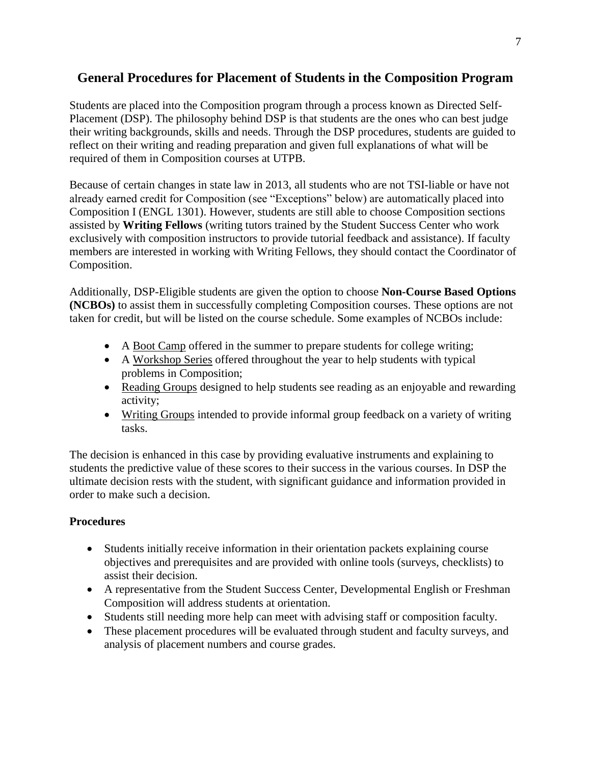## General Procedures for Placement of Students in the Composition Program

Students are placed into the Composition program through a process known as Directed Self-Placement (DSP). The philosophy behind DSP is that students are the ones who can best judge their writing backgrounds, skills and needs. Through the DSP procedures, students are guided to reflect on their writing and reading preparation and given full explanations of what will be required of them in Composition courses at UTPB.

Because of certain changes in state law in 2013, all students who are not TSI-liable or have not already earned credit for Composition (see "Exceptions" below) are automatically placed into Composition I (ENGL 1301). However, students are still able to choose Composition sections assisted by **Writing Fellows** (writing tutors trained by the Student Success Center who work exclusively with composition instructors to provide tutorial feedback and assistance). If faculty members are interested in working with Writing Fellows, they should contact the Coordinator of Composition.

Additionally, DSP-Eligible students are given the option to choose **Non-Course Based Options (NCBOs)** to assist them in successfully completing Composition courses. These options are not taken for credit, but will be listed on the course schedule. Some examples of NCBOs include:

- A Boot Camp offered in the summer to prepare students for college writing;
- A Workshop Series offered throughout the year to help students with typical problems in Composition;
- Reading Groups designed to help students see reading as an enjoyable and rewarding activity;
- Writing Groups intended to provide informal group feedback on a variety of writing tasks.

The decision is enhanced in this case by providing evaluative instruments and explaining to students the predictive value of these scores to their success in the various courses. In DSP the ultimate decision rests with the student, with significant guidance and information provided in order to make such a decision.

**Procedures**

- Students initially receive information in their orientation packets explaining course objectives and prerequisites and are provided with online tools (surveys, checklists) to assist their decision.
- A representative from the Student Success Center, Developmental English or Freshman Composition will address students at orientation.
- Students still needing more help can meet with advising staff or composition faculty.
- These placement procedures will be evaluated through student and faculty surveys, and analysis of placement numbers and course grades.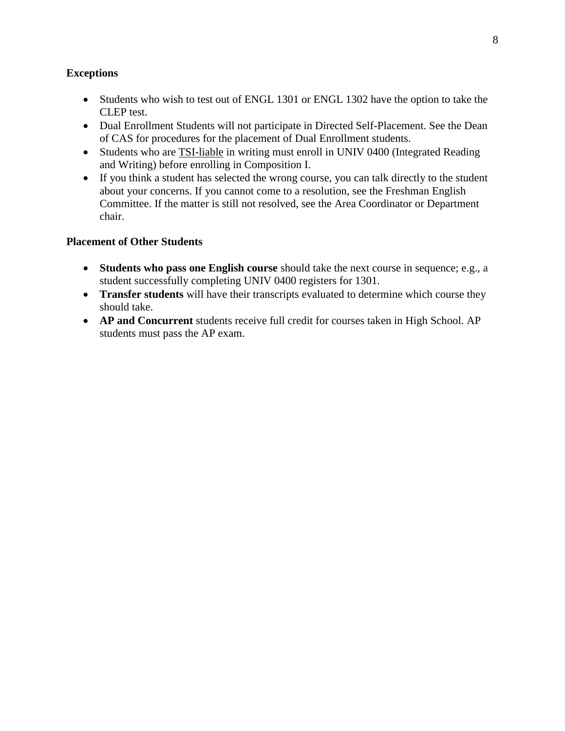**Exceptions**

- Students who wish to test out of ENGL 1301 or ENGL 1302 have the option to take the CLEP test.
- Dual Enrollment Students will not participate in Directed Self-Placement. See the Dean of CAS for procedures for the placement of Dual Enrollment students.
- Students who are TSI-liable in writing must enroll in UNIV 0400 (Integrated Reading and Writing) before enrolling in Composition I.
- If you think a student has selected the wrong course, you can talk directly to the student about your concerns. If you cannot come to a resolution, see the Freshman English Committee. If the matter is still not resolved, see the Area Coordinator or Department chair.

**Placement of Other Students**

- **Students who pass one English course** should take the next course in sequence; e.g., a student successfully completing UNIV 0400 registers for 1301.
- **Transfer students** will have their transcripts evaluated to determine which course they should take.
- **AP and Concurrent** students receive full credit for courses taken in High School. AP students must pass the AP exam.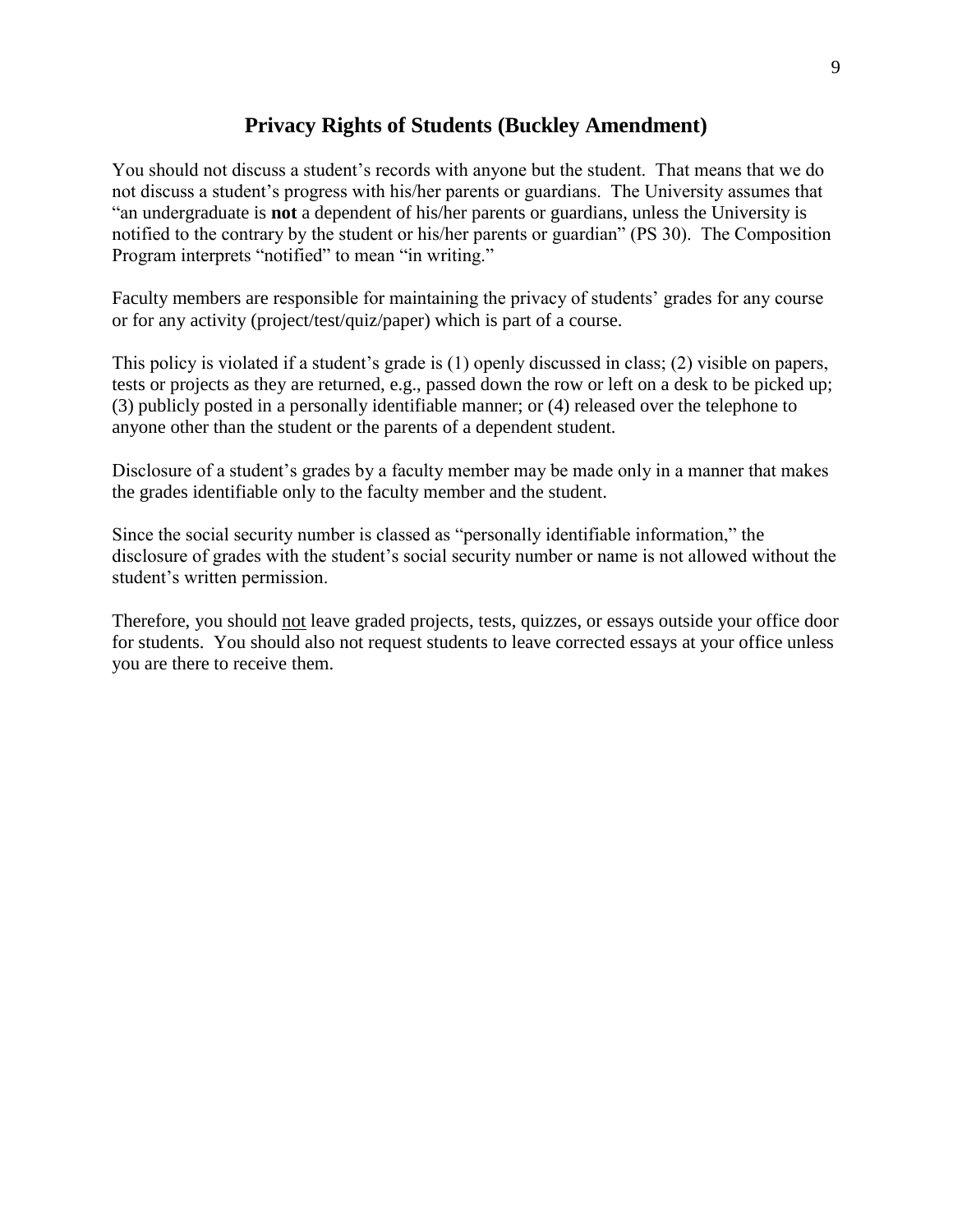## Privacy Rights of Students (Buckley Amendment)

You should not discuss a student's records with anyone but the student. That means that we do not discuss a student's progress with his/her parents or guardians. The University assumes that "an undergraduate is **not** a dependent of his/her parents or guardians, unless the University is notified to the contrary by the student or his/her parents or guardian" (PS 30). The Composition Program interprets "notified" to mean "in writing."

Faculty members are responsible for maintaining the privacy of students' grades for any course or for any activity (project/test/quiz/paper) which is part of a course.

This policy is violated if a student's grade is (1) openly discussed in class; (2) visible on papers, tests or projects as they are returned, e.g., passed down the row or left on a desk to be picked up; (3) publicly posted in a personally identifiable manner; or (4) released over the telephone to anyone other than the student or the parents of a dependent student.

Disclosure of a student's grades by a faculty member may be made only in a manner that makes the grades identifiable only to the faculty member and the student.

Since the social security number is classed as "personally identifiable information," the disclosure of grades with the student's social security number or name is not allowed without the student's written permission.

Therefore, you should <u>not</u> leave graded projects, tests, quizzes, or essays outside your office door for students. You should also not request students to leave corrected essays at your office unless you are there to receive them.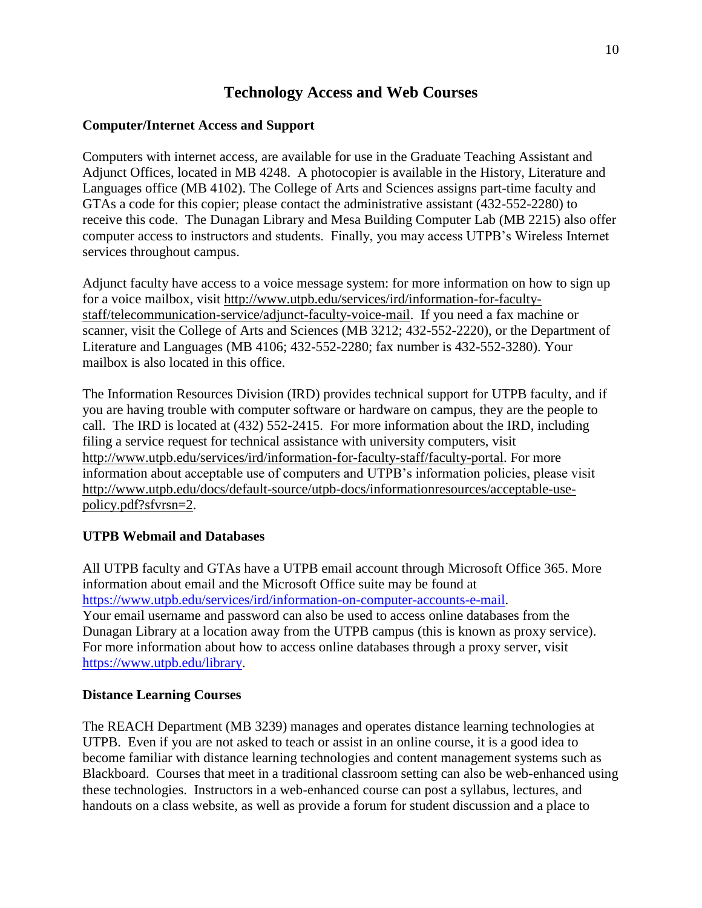# Technology Access and Web Courses

### Computer/Internet Access and Support

Computers with internet access, are available for use in the Graduate Teaching Assistant and Adjunct Offices, located in MB 4248. A photocopier is available in the History, Literature and Languages office (MB 4102). The College of Arts and Sciences assigns part-time faculty and GTAs a code for this copier; please contact the administrative assistant (432-552-2280) to receive this code. The Dunagan Library and Mesa Building Computer Lab (MB 2215) also offer computer access to instructors and students. Finally, you may access UTPB's Wireless Internet services throughout campus.

Adjunct faculty have access to a voice message system: for more information on how to sign up for a voice mailbox, visit http://www.utpb.edu/services/ird/information-for-faculty-staff/telecommunication-service/adjunct-faculty-voice-mail. If you need a fax machine or scanner, visit the College of Arts and Sciences (MB 3212; 432-552-2220), or the Department of Literature and Languages (MB 4106; 432-552-2280; fax number is 432-552-3280). Your mailbox is also located in this office.

The Information Resources Division (IRD) provides technical support for UTPB faculty, and if you are having trouble with computer software or hardware on campus, they are the people to call. The IRD is located at (432) 552-2415. For more information about the IRD, including filing a service request for technical assistance with university computers, visit http://www.utpb.edu/services/ird/information-for-faculty-staff/faculty-portal. For more information about acceptable use of computers and UTPB's information policies, please visit http://www.utpb.edu/docs/default-source/utpb-docs/informationresources/acceptable-use-policy.pdf?sfvrsn=2.

### UTPB Webmail and Databases

All UTPB faculty and GTAs have a UTPB email account through Microsoft Office 365. More information about email and the Microsoft Office suite may be found at https://www.utpb.edu/services/ird/information-on-computer-accounts-e-mail.
Your email username and password can also be used to access online databases from the Dunagan Library at a location away from the UTPB campus (this is known as proxy service). For more information about how to access online databases through a proxy server, visit https://www.utpb.edu/library.

### Distance Learning Courses

The REACH Department (MB 3239) manages and operates distance learning technologies at UTPB. Even if you are not asked to teach or assist in an online course, it is a good idea to become familiar with distance learning technologies and content management systems such as Blackboard. Courses that meet in a traditional classroom setting can also be web-enhanced using these technologies. Instructors in a web-enhanced course can post a syllabus, lectures, and handouts on a class website, as well as provide a forum for student discussion and a place to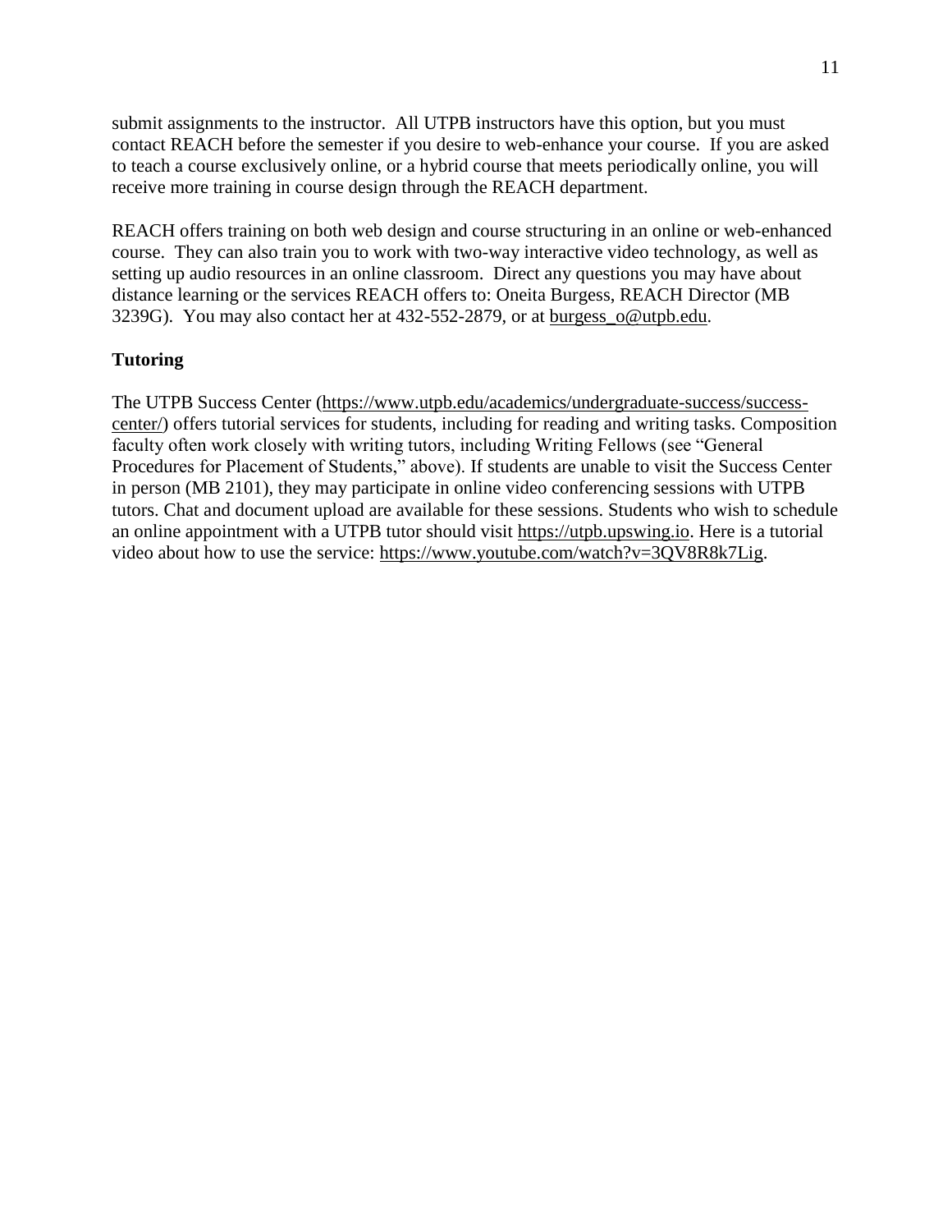submit assignments to the instructor. All UTPB instructors have this option, but you must contact REACH before the semester if you desire to web-enhance your course. If you are asked to teach a course exclusively online, or a hybrid course that meets periodically online, you will receive more training in course design through the REACH department.

REACH offers training on both web design and course structuring in an online or web-enhanced course. They can also train you to work with two-way interactive video technology, as well as setting up audio resources in an online classroom. Direct any questions you may have about distance learning or the services REACH offers to: Oneita Burgess, REACH Director (MB 3239G). You may also contact her at 432-552-2879, or at burgess_o@utpb.edu.

**Tutoring**

The UTPB Success Center (https://www.utpb.edu/academics/undergraduate-success/success-center/) offers tutorial services for students, including for reading and writing tasks. Composition faculty often work closely with writing tutors, including Writing Fellows (see "General Procedures for Placement of Students," above). If students are unable to visit the Success Center in person (MB 2101), they may participate in online video conferencing sessions with UTPB tutors. Chat and document upload are available for these sessions. Students who wish to schedule an online appointment with a UTPB tutor should visit https://utpb.upswing.io. Here is a tutorial video about how to use the service: https://www.youtube.com/watch?v=3QV8R8k7Lig.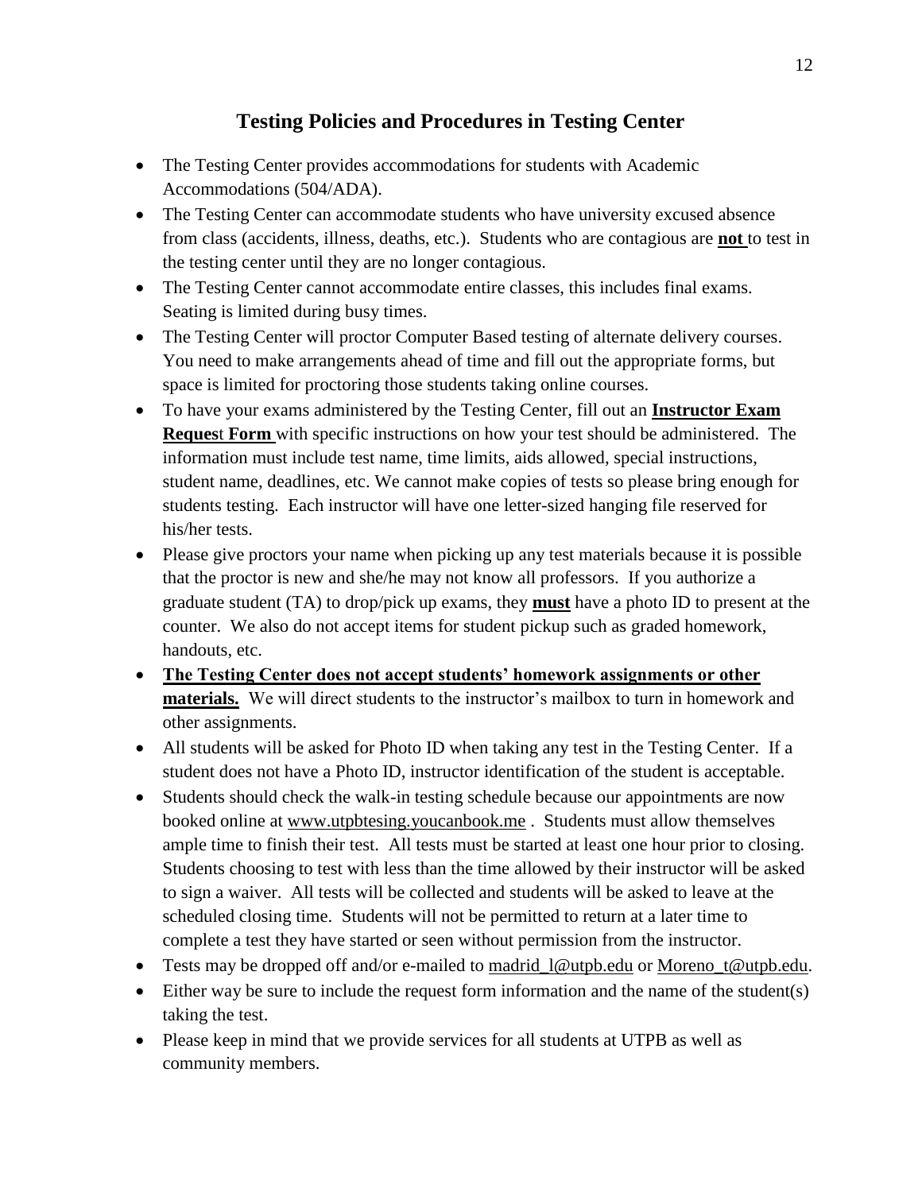## Testing Policies and Procedures in Testing Center

- The Testing Center provides accommodations for students with Academic Accommodations (504/ADA).
- The Testing Center can accommodate students who have university excused absence from class (accidents, illness, deaths, etc.). Students who are contagious are **not** to test in the testing center until they are no longer contagious.
- The Testing Center cannot accommodate entire classes, this includes final exams. Seating is limited during busy times.
- The Testing Center will proctor Computer Based testing of alternate delivery courses. You need to make arrangements ahead of time and fill out the appropriate forms, but space is limited for proctoring those students taking online courses.
- To have your exams administered by the Testing Center, fill out an **Instructor Exam Request Form** with specific instructions on how your test should be administered. The information must include test name, time limits, aids allowed, special instructions, student name, deadlines, etc. We cannot make copies of tests so please bring enough for students testing. Each instructor will have one letter-sized hanging file reserved for his/her tests.
- Please give proctors your name when picking up any test materials because it is possible that the proctor is new and she/he may not know all professors. If you authorize a graduate student (TA) to drop/pick up exams, they **must** have a photo ID to present at the counter. We also do not accept items for student pickup such as graded homework, handouts, etc.
- **The Testing Center does not accept students' homework assignments or other materials.** We will direct students to the instructor's mailbox to turn in homework and other assignments.
- All students will be asked for Photo ID when taking any test in the Testing Center. If a student does not have a Photo ID, instructor identification of the student is acceptable.
- Students should check the walk-in testing schedule because our appointments are now booked online at www.utpbtesing.youcanbook.me . Students must allow themselves ample time to finish their test. All tests must be started at least one hour prior to closing. Students choosing to test with less than the time allowed by their instructor will be asked to sign a waiver. All tests will be collected and students will be asked to leave at the scheduled closing time. Students will not be permitted to return at a later time to complete a test they have started or seen without permission from the instructor.
- Tests may be dropped off and/or e-mailed to madrid_l@utpb.edu or Moreno_t@utpb.edu.
- Either way be sure to include the request form information and the name of the student(s) taking the test.
- Please keep in mind that we provide services for all students at UTPB as well as community members.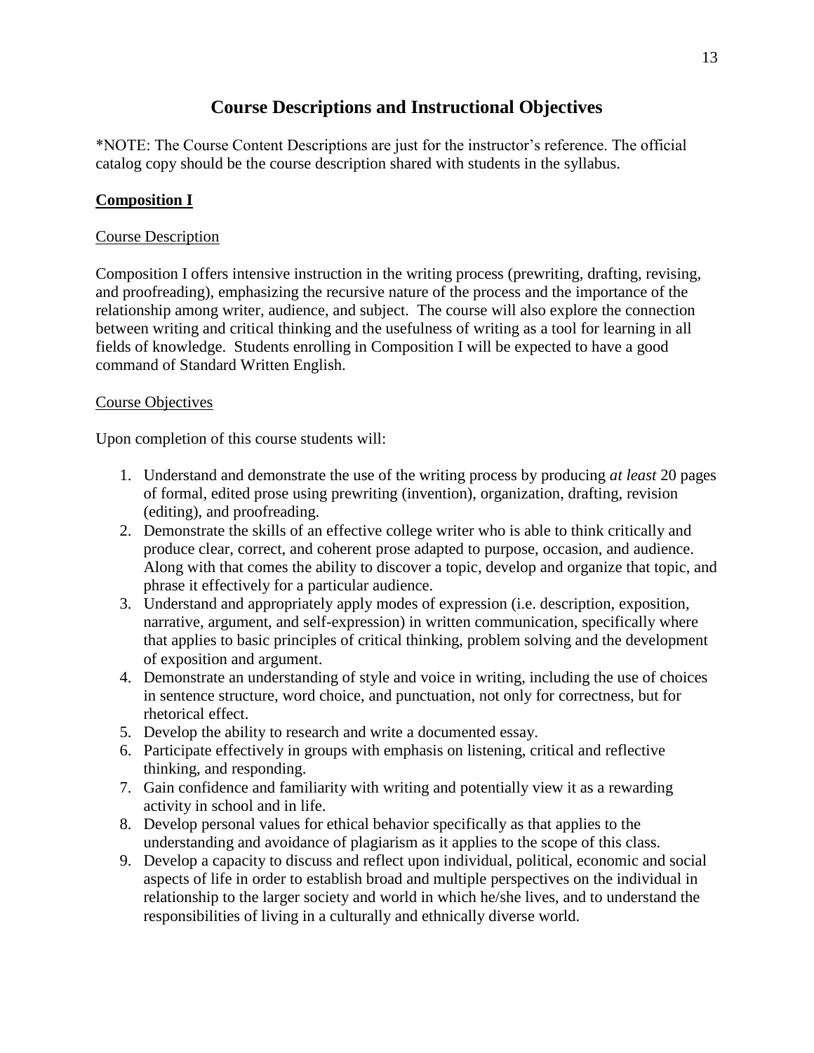# Course Descriptions and Instructional Objectives

*NOTE: The Course Content Descriptions are just for the instructor's reference. The official catalog copy should be the course description shared with students in the syllabus.

## Composition I

### Course Description

Composition I offers intensive instruction in the writing process (prewriting, drafting, revising, and proofreading), emphasizing the recursive nature of the process and the importance of the relationship among writer, audience, and subject. The course will also explore the connection between writing and critical thinking and the usefulness of writing as a tool for learning in all fields of knowledge. Students enrolling in Composition I will be expected to have a good command of Standard Written English.

### Course Objectives

Upon completion of this course students will:

1. Understand and demonstrate the use of the writing process by producing *at least* 20 pages of formal, edited prose using prewriting (invention), organization, drafting, revision (editing), and proofreading.
2. Demonstrate the skills of an effective college writer who is able to think critically and produce clear, correct, and coherent prose adapted to purpose, occasion, and audience. Along with that comes the ability to discover a topic, develop and organize that topic, and phrase it effectively for a particular audience.
3. Understand and appropriately apply modes of expression (i.e. description, exposition, narrative, argument, and self-expression) in written communication, specifically where that applies to basic principles of critical thinking, problem solving and the development of exposition and argument.
4. Demonstrate an understanding of style and voice in writing, including the use of choices in sentence structure, word choice, and punctuation, not only for correctness, but for rhetorical effect.
5. Develop the ability to research and write a documented essay.
6. Participate effectively in groups with emphasis on listening, critical and reflective thinking, and responding.
7. Gain confidence and familiarity with writing and potentially view it as a rewarding activity in school and in life.
8. Develop personal values for ethical behavior specifically as that applies to the understanding and avoidance of plagiarism as it applies to the scope of this class.
9. Develop a capacity to discuss and reflect upon individual, political, economic and social aspects of life in order to establish broad and multiple perspectives on the individual in relationship to the larger society and world in which he/she lives, and to understand the responsibilities of living in a culturally and ethnically diverse world.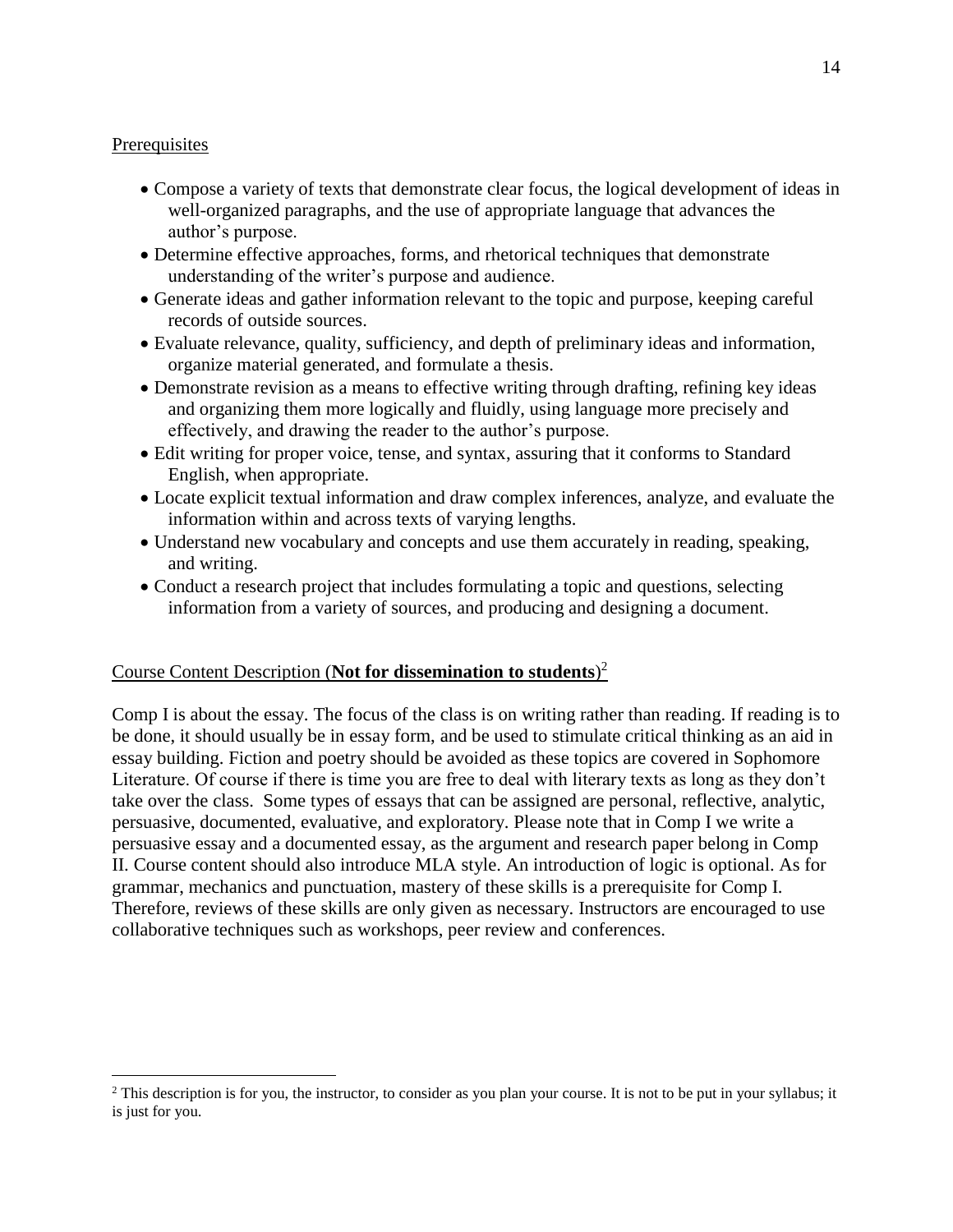## Prerequisites

- Compose a variety of texts that demonstrate clear focus, the logical development of ideas in well-organized paragraphs, and the use of appropriate language that advances the author's purpose.
- Determine effective approaches, forms, and rhetorical techniques that demonstrate understanding of the writer's purpose and audience.
- Generate ideas and gather information relevant to the topic and purpose, keeping careful records of outside sources.
- Evaluate relevance, quality, sufficiency, and depth of preliminary ideas and information, organize material generated, and formulate a thesis.
- Demonstrate revision as a means to effective writing through drafting, refining key ideas and organizing them more logically and fluidly, using language more precisely and effectively, and drawing the reader to the author's purpose.
- Edit writing for proper voice, tense, and syntax, assuring that it conforms to Standard English, when appropriate.
- Locate explicit textual information and draw complex inferences, analyze, and evaluate the information within and across texts of varying lengths.
- Understand new vocabulary and concepts and use them accurately in reading, speaking, and writing.
- Conduct a research project that includes formulating a topic and questions, selecting information from a variety of sources, and producing and designing a document.

## Course Content Description (**Not for dissemination to students**)[2]

Comp I is about the essay. The focus of the class is on writing rather than reading. If reading is to be done, it should usually be in essay form, and be used to stimulate critical thinking as an aid in essay building. Fiction and poetry should be avoided as these topics are covered in Sophomore Literature. Of course if there is time you are free to deal with literary texts as long as they don't take over the class. Some types of essays that can be assigned are personal, reflective, analytic, persuasive, documented, evaluative, and exploratory. Please note that in Comp I we write a persuasive essay and a documented essay, as the argument and research paper belong in Comp II. Course content should also introduce MLA style. An introduction of logic is optional. As for grammar, mechanics and punctuation, mastery of these skills is a prerequisite for Comp I. Therefore, reviews of these skills are only given as necessary. Instructors are encouraged to use collaborative techniques such as workshops, peer review and conferences.

---

[2] This description is for you, the instructor, to consider as you plan your course. It is not to be put in your syllabus; it is just for you.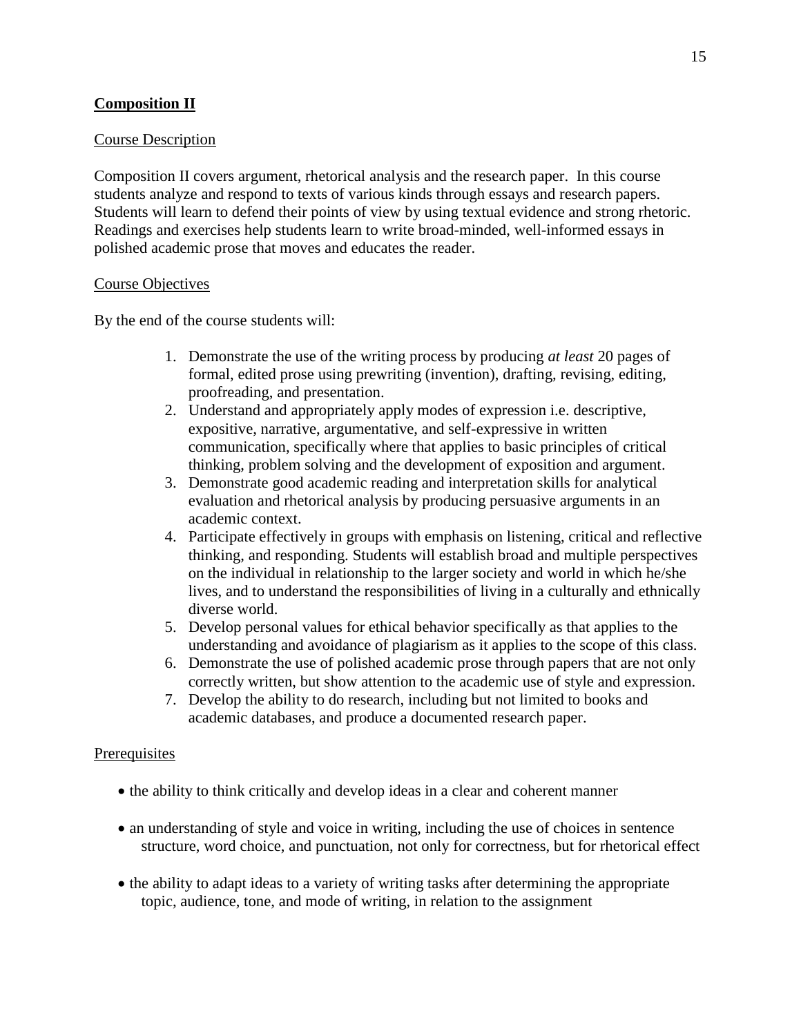## Composition II

### Course Description

Composition II covers argument, rhetorical analysis and the research paper. In this course students analyze and respond to texts of various kinds through essays and research papers. Students will learn to defend their points of view by using textual evidence and strong rhetoric. Readings and exercises help students learn to write broad-minded, well-informed essays in polished academic prose that moves and educates the reader.

### Course Objectives

By the end of the course students will:

1. Demonstrate the use of the writing process by producing *at least* 20 pages of formal, edited prose using prewriting (invention), drafting, revising, editing, proofreading, and presentation.
2. Understand and appropriately apply modes of expression i.e. descriptive, expositive, narrative, argumentative, and self-expressive in written communication, specifically where that applies to basic principles of critical thinking, problem solving and the development of exposition and argument.
3. Demonstrate good academic reading and interpretation skills for analytical evaluation and rhetorical analysis by producing persuasive arguments in an academic context.
4. Participate effectively in groups with emphasis on listening, critical and reflective thinking, and responding. Students will establish broad and multiple perspectives on the individual in relationship to the larger society and world in which he/she lives, and to understand the responsibilities of living in a culturally and ethnically diverse world.
5. Develop personal values for ethical behavior specifically as that applies to the understanding and avoidance of plagiarism as it applies to the scope of this class.
6. Demonstrate the use of polished academic prose through papers that are not only correctly written, but show attention to the academic use of style and expression.
7. Develop the ability to do research, including but not limited to books and academic databases, and produce a documented research paper.

### Prerequisites

- the ability to think critically and develop ideas in a clear and coherent manner
- an understanding of style and voice in writing, including the use of choices in sentence structure, word choice, and punctuation, not only for correctness, but for rhetorical effect
- the ability to adapt ideas to a variety of writing tasks after determining the appropriate topic, audience, tone, and mode of writing, in relation to the assignment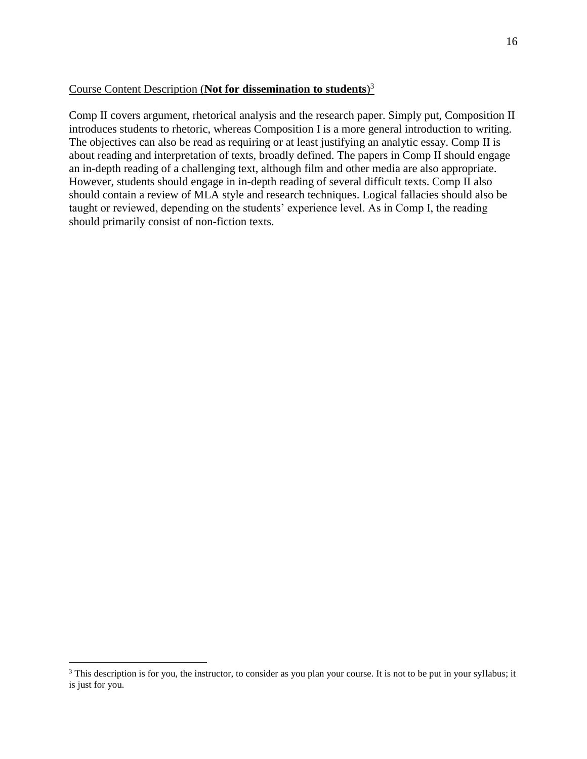Course Content Description (**Not for dissemination to students**)[3]

Comp II covers argument, rhetorical analysis and the research paper. Simply put, Composition II introduces students to rhetoric, whereas Composition I is a more general introduction to writing. The objectives can also be read as requiring or at least justifying an analytic essay. Comp II is about reading and interpretation of texts, broadly defined. The papers in Comp II should engage an in-depth reading of a challenging text, although film and other media are also appropriate. However, students should engage in in-depth reading of several difficult texts. Comp II also should contain a review of MLA style and research techniques. Logical fallacies should also be taught or reviewed, depending on the students' experience level. As in Comp I, the reading should primarily consist of non-fiction texts.

---

[3] This description is for you, the instructor, to consider as you plan your course. It is not to be put in your syllabus; it is just for you.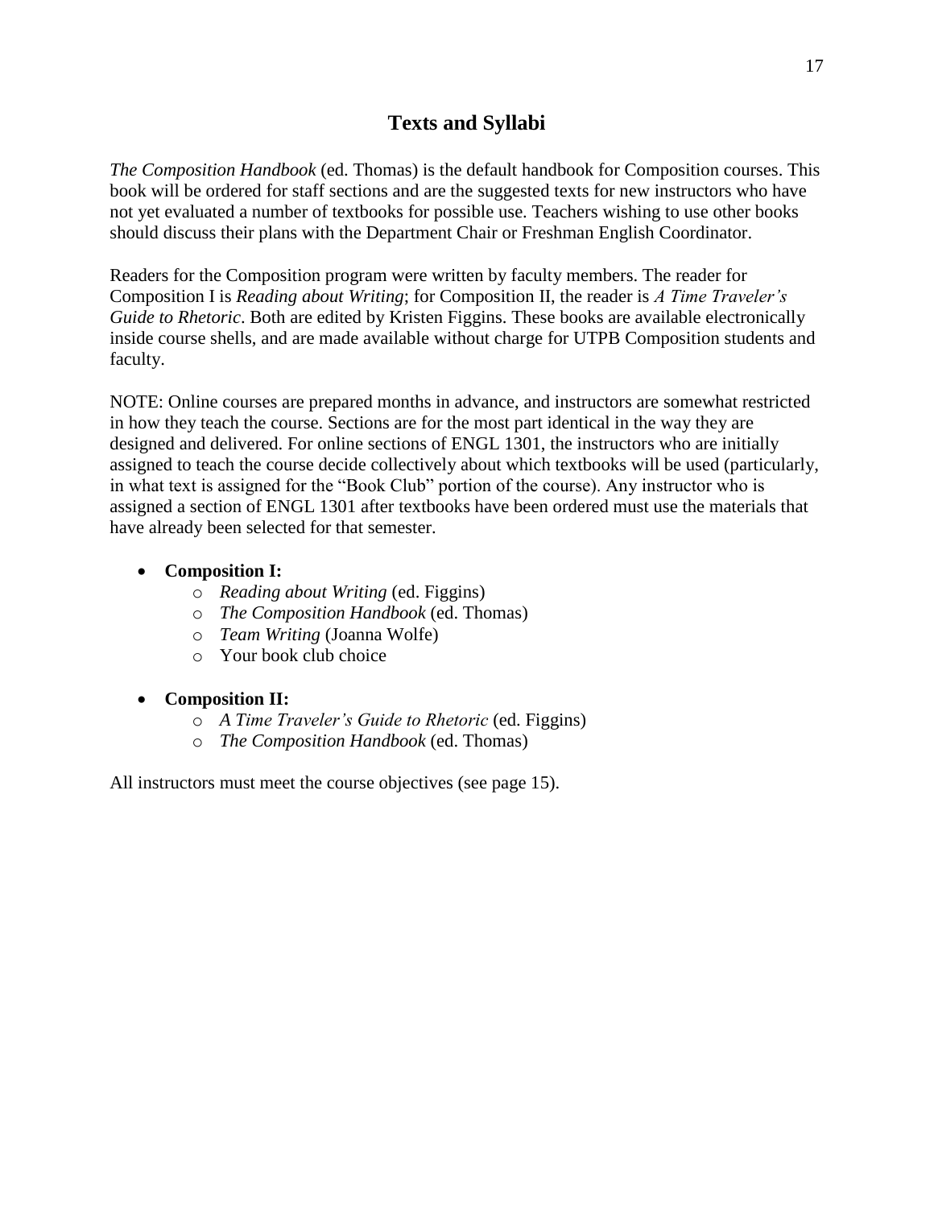# Texts and Syllabi

*The Composition Handbook* (ed. Thomas) is the default handbook for Composition courses. This book will be ordered for staff sections and are the suggested texts for new instructors who have not yet evaluated a number of textbooks for possible use. Teachers wishing to use other books should discuss their plans with the Department Chair or Freshman English Coordinator.

Readers for the Composition program were written by faculty members. The reader for Composition I is *Reading about Writing*; for Composition II, the reader is *A Time Traveler's Guide to Rhetoric*. Both are edited by Kristen Figgins. These books are available electronically inside course shells, and are made available without charge for UTPB Composition students and faculty.

NOTE: Online courses are prepared months in advance, and instructors are somewhat restricted in how they teach the course. Sections are for the most part identical in the way they are designed and delivered. For online sections of ENGL 1301, the instructors who are initially assigned to teach the course decide collectively about which textbooks will be used (particularly, in what text is assigned for the "Book Club" portion of the course). Any instructor who is assigned a section of ENGL 1301 after textbooks have been ordered must use the materials that have already been selected for that semester.

- **Composition I:**
  - *Reading about Writing* (ed. Figgins)
  - *The Composition Handbook* (ed. Thomas)
  - *Team Writing* (Joanna Wolfe)
  - Your book club choice

- **Composition II:**
  - *A Time Traveler's Guide to Rhetoric* (ed. Figgins)
  - *The Composition Handbook* (ed. Thomas)

All instructors must meet the course objectives (see page 15).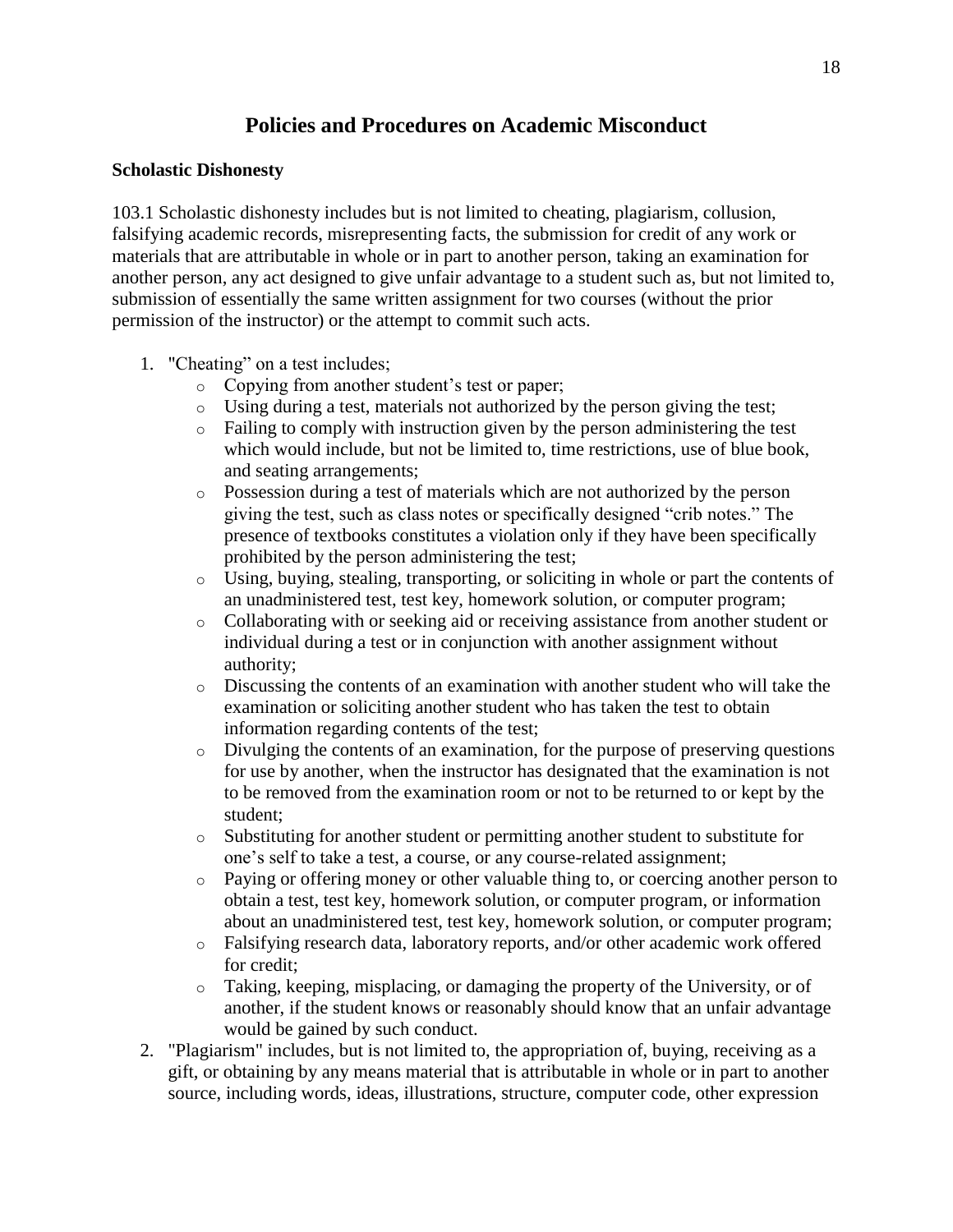# Policies and Procedures on Academic Misconduct

**Scholastic Dishonesty**

103.1 Scholastic dishonesty includes but is not limited to cheating, plagiarism, collusion, falsifying academic records, misrepresenting facts, the submission for credit of any work or materials that are attributable in whole or in part to another person, taking an examination for another person, any act designed to give unfair advantage to a student such as, but not limited to, submission of essentially the same written assignment for two courses (without the prior permission of the instructor) or the attempt to commit such acts.

1. "Cheating" on a test includes;
   - Copying from another student's test or paper;
   - Using during a test, materials not authorized by the person giving the test;
   - Failing to comply with instruction given by the person administering the test which would include, but not be limited to, time restrictions, use of blue book, and seating arrangements;
   - Possession during a test of materials which are not authorized by the person giving the test, such as class notes or specifically designed "crib notes." The presence of textbooks constitutes a violation only if they have been specifically prohibited by the person administering the test;
   - Using, buying, stealing, transporting, or soliciting in whole or part the contents of an unadministered test, test key, homework solution, or computer program;
   - Collaborating with or seeking aid or receiving assistance from another student or individual during a test or in conjunction with another assignment without authority;
   - Discussing the contents of an examination with another student who will take the examination or soliciting another student who has taken the test to obtain information regarding contents of the test;
   - Divulging the contents of an examination, for the purpose of preserving questions for use by another, when the instructor has designated that the examination is not to be removed from the examination room or not to be returned to or kept by the student;
   - Substituting for another student or permitting another student to substitute for one's self to take a test, a course, or any course-related assignment;
   - Paying or offering money or other valuable thing to, or coercing another person to obtain a test, test key, homework solution, or computer program, or information about an unadministered test, test key, homework solution, or computer program;
   - Falsifying research data, laboratory reports, and/or other academic work offered for credit;
   - Taking, keeping, misplacing, or damaging the property of the University, or of another, if the student knows or reasonably should know that an unfair advantage would be gained by such conduct.
2. "Plagiarism" includes, but is not limited to, the appropriation of, buying, receiving as a gift, or obtaining by any means material that is attributable in whole or in part to another source, including words, ideas, illustrations, structure, computer code, other expression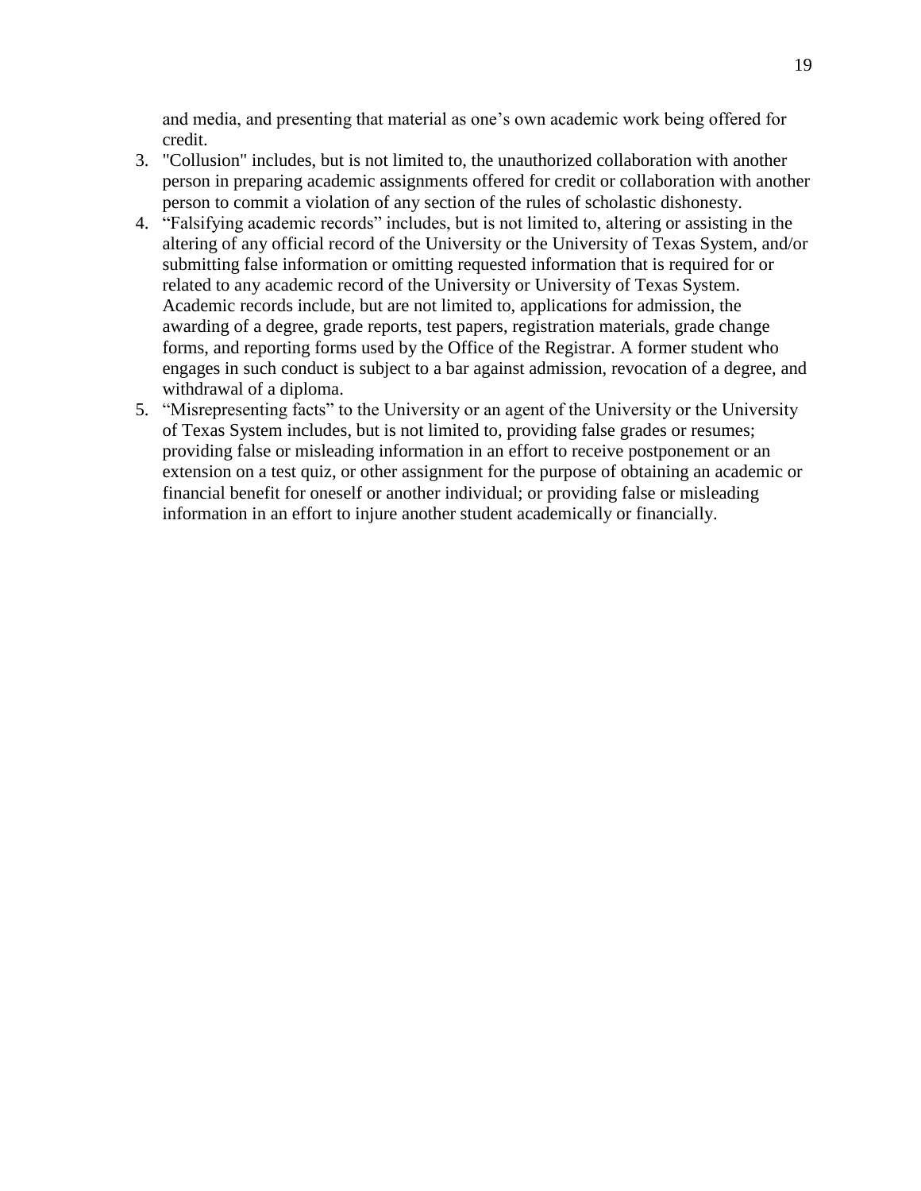and media, and presenting that material as one's own academic work being offered for credit.

3. "Collusion" includes, but is not limited to, the unauthorized collaboration with another person in preparing academic assignments offered for credit or collaboration with another person to commit a violation of any section of the rules of scholastic dishonesty.
4. "Falsifying academic records" includes, but is not limited to, altering or assisting in the altering of any official record of the University or the University of Texas System, and/or submitting false information or omitting requested information that is required for or related to any academic record of the University or University of Texas System. Academic records include, but are not limited to, applications for admission, the awarding of a degree, grade reports, test papers, registration materials, grade change forms, and reporting forms used by the Office of the Registrar. A former student who engages in such conduct is subject to a bar against admission, revocation of a degree, and withdrawal of a diploma.
5. "Misrepresenting facts" to the University or an agent of the University or the University of Texas System includes, but is not limited to, providing false grades or resumes; providing false or misleading information in an effort to receive postponement or an extension on a test quiz, or other assignment for the purpose of obtaining an academic or financial benefit for oneself or another individual; or providing false or misleading information in an effort to injure another student academically or financially.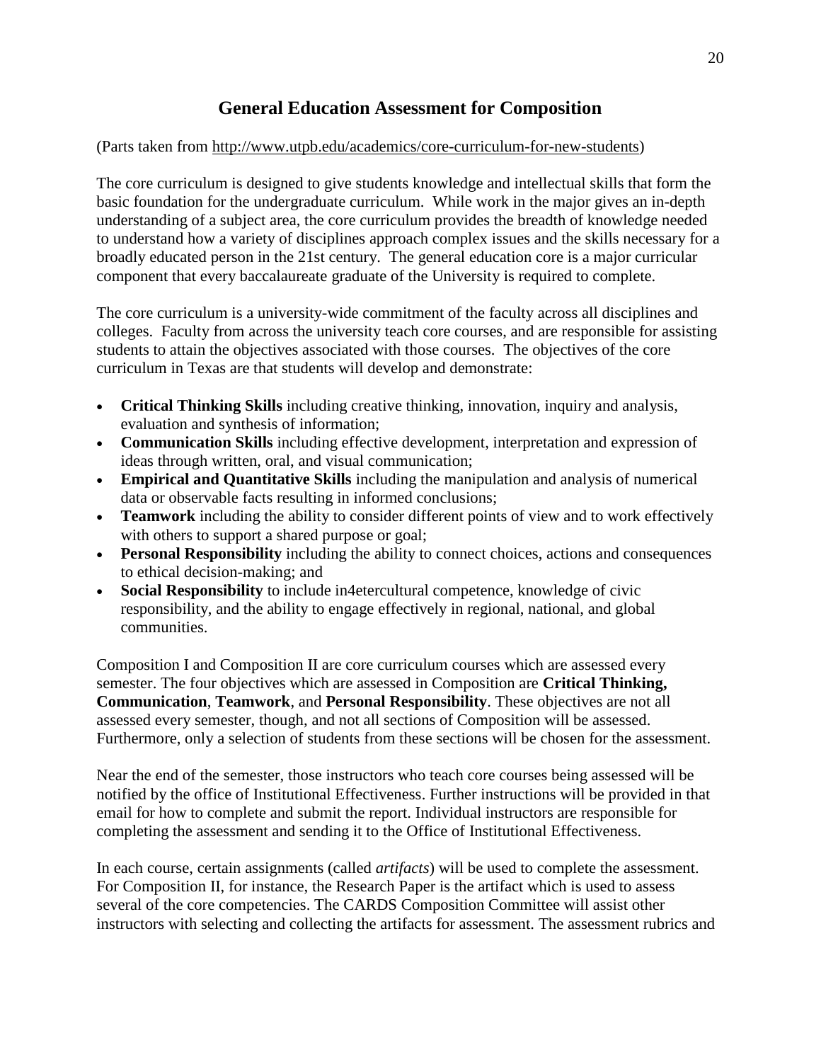# General Education Assessment for Composition

(Parts taken from http://www.utpb.edu/academics/core-curriculum-for-new-students)

The core curriculum is designed to give students knowledge and intellectual skills that form the basic foundation for the undergraduate curriculum. While work in the major gives an in-depth understanding of a subject area, the core curriculum provides the breadth of knowledge needed to understand how a variety of disciplines approach complex issues and the skills necessary for a broadly educated person in the 21st century. The general education core is a major curricular component that every baccalaureate graduate of the University is required to complete.

The core curriculum is a university-wide commitment of the faculty across all disciplines and colleges. Faculty from across the university teach core courses, and are responsible for assisting students to attain the objectives associated with those courses. The objectives of the core curriculum in Texas are that students will develop and demonstrate:

- **Critical Thinking Skills** including creative thinking, innovation, inquiry and analysis, evaluation and synthesis of information;
- **Communication Skills** including effective development, interpretation and expression of ideas through written, oral, and visual communication;
- **Empirical and Quantitative Skills** including the manipulation and analysis of numerical data or observable facts resulting in informed conclusions;
- **Teamwork** including the ability to consider different points of view and to work effectively with others to support a shared purpose or goal;
- **Personal Responsibility** including the ability to connect choices, actions and consequences to ethical decision-making; and
- **Social Responsibility** to include in4etercultural competence, knowledge of civic responsibility, and the ability to engage effectively in regional, national, and global communities.

Composition I and Composition II are core curriculum courses which are assessed every semester. The four objectives which are assessed in Composition are **Critical Thinking, Communication**, **Teamwork**, and **Personal Responsibility**. These objectives are not all assessed every semester, though, and not all sections of Composition will be assessed. Furthermore, only a selection of students from these sections will be chosen for the assessment.

Near the end of the semester, those instructors who teach core courses being assessed will be notified by the office of Institutional Effectiveness. Further instructions will be provided in that email for how to complete and submit the report. Individual instructors are responsible for completing the assessment and sending it to the Office of Institutional Effectiveness.

In each course, certain assignments (called *artifacts*) will be used to complete the assessment. For Composition II, for instance, the Research Paper is the artifact which is used to assess several of the core competencies. The CARDS Composition Committee will assist other instructors with selecting and collecting the artifacts for assessment. The assessment rubrics and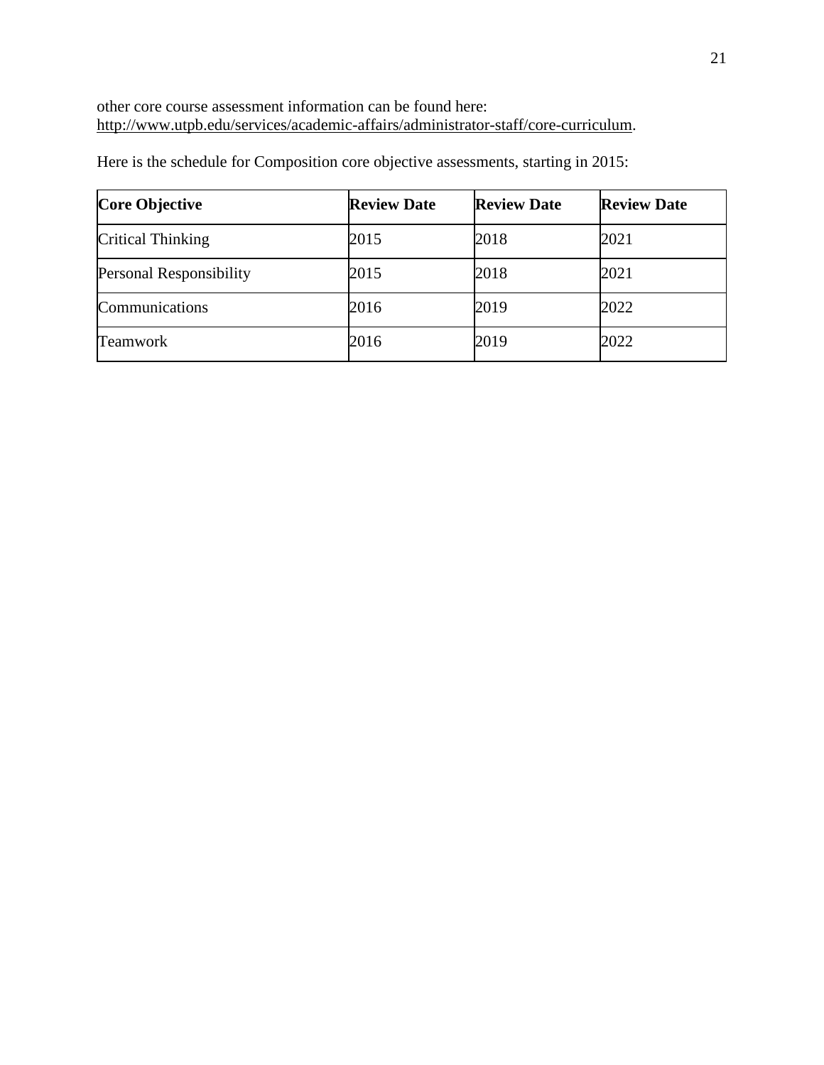other core course assessment information can be found here: http://www.utpb.edu/services/academic-affairs/administrator-staff/core-curriculum.

Here is the schedule for Composition core objective assessments, starting in 2015:

| **Core Objective** | **Review Date** | **Review Date** | **Review Date** |
|---|---|---|---|
| Critical Thinking | 2015 | 2018 | 2021 |
| Personal Responsibility | 2015 | 2018 | 2021 |
| Communications | 2016 | 2019 | 2022 |
| Teamwork | 2016 | 2019 | 2022 |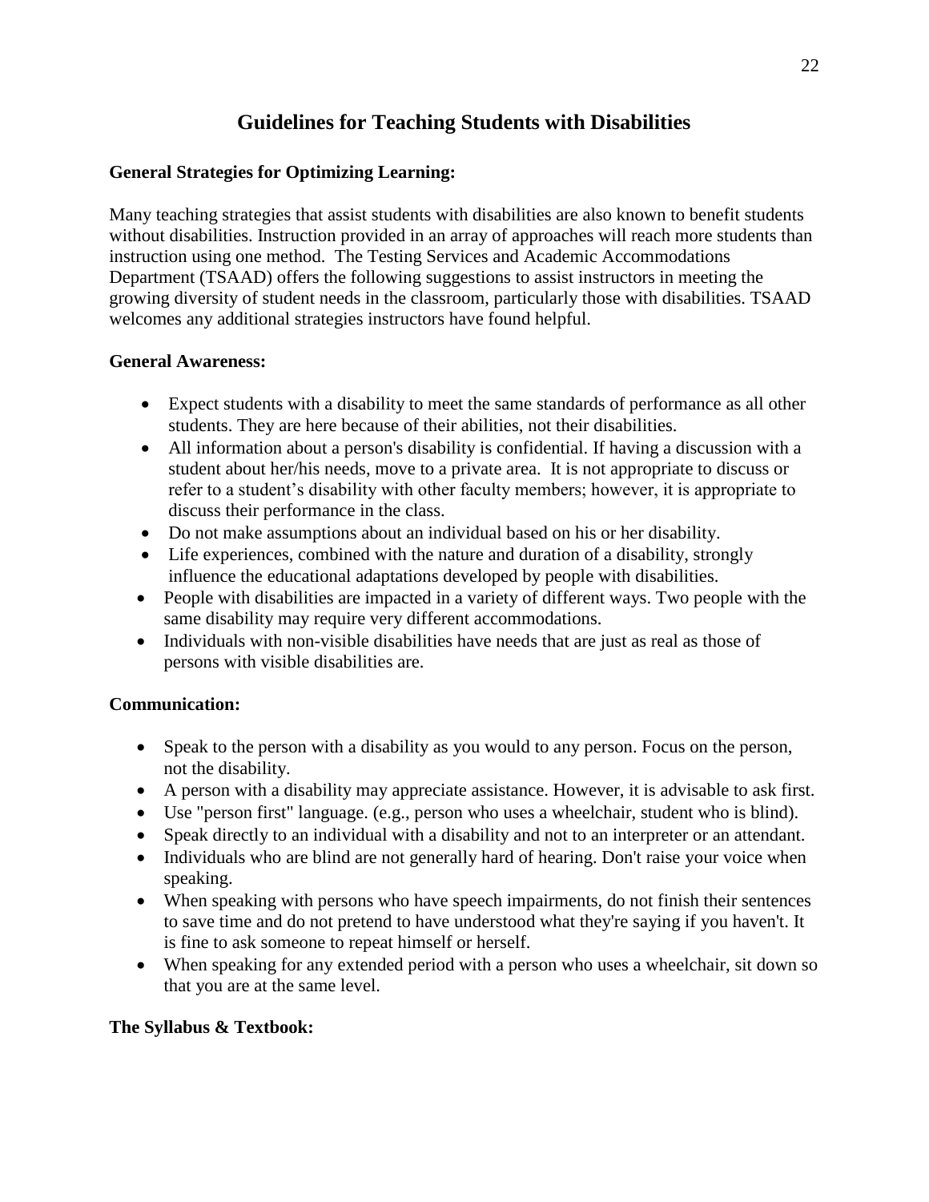# Guidelines for Teaching Students with Disabilities

**General Strategies for Optimizing Learning:**

Many teaching strategies that assist students with disabilities are also known to benefit students without disabilities. Instruction provided in an array of approaches will reach more students than instruction using one method. The Testing Services and Academic Accommodations Department (TSAAD) offers the following suggestions to assist instructors in meeting the growing diversity of student needs in the classroom, particularly those with disabilities. TSAAD welcomes any additional strategies instructors have found helpful.

**General Awareness:**

- Expect students with a disability to meet the same standards of performance as all other students. They are here because of their abilities, not their disabilities.
- All information about a person's disability is confidential. If having a discussion with a student about her/his needs, move to a private area. It is not appropriate to discuss or refer to a student's disability with other faculty members; however, it is appropriate to discuss their performance in the class.
- Do not make assumptions about an individual based on his or her disability.
- Life experiences, combined with the nature and duration of a disability, strongly influence the educational adaptations developed by people with disabilities.
- People with disabilities are impacted in a variety of different ways. Two people with the same disability may require very different accommodations.
- Individuals with non-visible disabilities have needs that are just as real as those of persons with visible disabilities are.

**Communication:**

- Speak to the person with a disability as you would to any person. Focus on the person, not the disability.
- A person with a disability may appreciate assistance. However, it is advisable to ask first.
- Use "person first" language. (e.g., person who uses a wheelchair, student who is blind).
- Speak directly to an individual with a disability and not to an interpreter or an attendant.
- Individuals who are blind are not generally hard of hearing. Don't raise your voice when speaking.
- When speaking with persons who have speech impairments, do not finish their sentences to save time and do not pretend to have understood what they're saying if you haven't. It is fine to ask someone to repeat himself or herself.
- When speaking for any extended period with a person who uses a wheelchair, sit down so that you are at the same level.

**The Syllabus & Textbook:**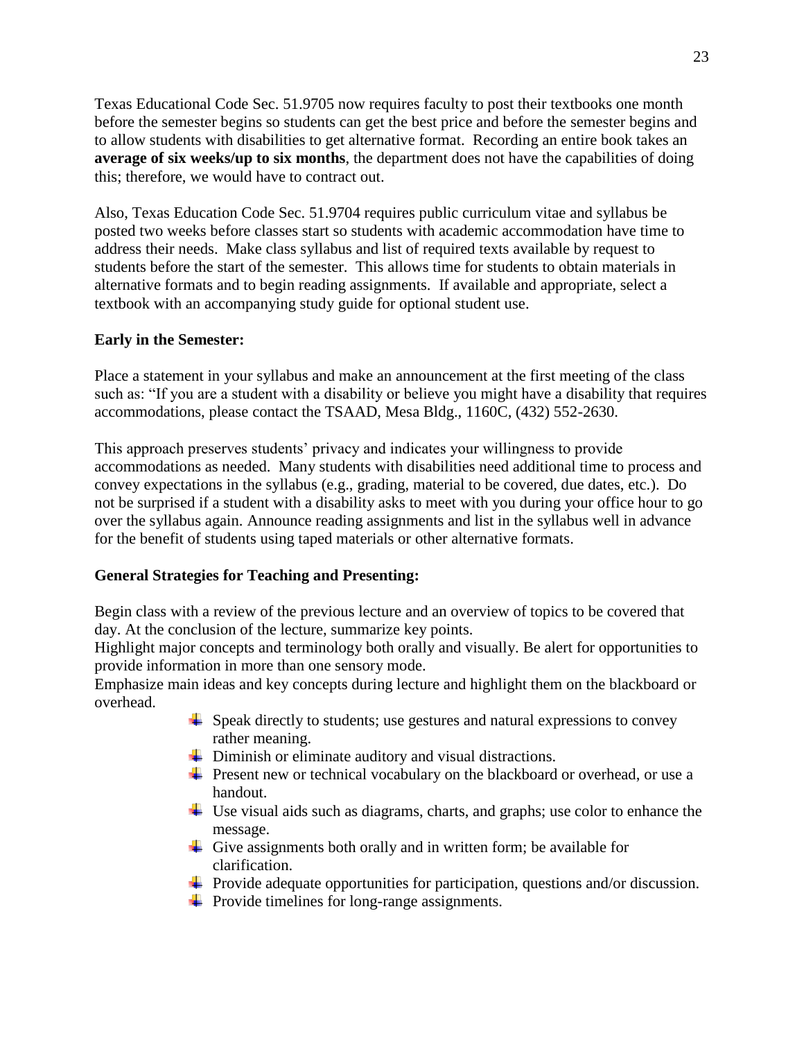Texas Educational Code Sec. 51.9705 now requires faculty to post their textbooks one month before the semester begins so students can get the best price and before the semester begins and to allow students with disabilities to get alternative format. Recording an entire book takes an **average of six weeks/up to six months**, the department does not have the capabilities of doing this; therefore, we would have to contract out.

Also, Texas Education Code Sec. 51.9704 requires public curriculum vitae and syllabus be posted two weeks before classes start so students with academic accommodation have time to address their needs. Make class syllabus and list of required texts available by request to students before the start of the semester. This allows time for students to obtain materials in alternative formats and to begin reading assignments. If available and appropriate, select a textbook with an accompanying study guide for optional student use.

**Early in the Semester:**

Place a statement in your syllabus and make an announcement at the first meeting of the class such as: "If you are a student with a disability or believe you might have a disability that requires accommodations, please contact the TSAAD, Mesa Bldg., 1160C, (432) 552-2630.

This approach preserves students' privacy and indicates your willingness to provide accommodations as needed. Many students with disabilities need additional time to process and convey expectations in the syllabus (e.g., grading, material to be covered, due dates, etc.). Do not be surprised if a student with a disability asks to meet with you during your office hour to go over the syllabus again. Announce reading assignments and list in the syllabus well in advance for the benefit of students using taped materials or other alternative formats.

**General Strategies for Teaching and Presenting:**

Begin class with a review of the previous lecture and an overview of topics to be covered that day. At the conclusion of the lecture, summarize key points.
Highlight major concepts and terminology both orally and visually. Be alert for opportunities to provide information in more than one sensory mode.
Emphasize main ideas and key concepts during lecture and highlight them on the blackboard or overhead.

- Speak directly to students; use gestures and natural expressions to convey rather meaning.
- Diminish or eliminate auditory and visual distractions.
- Present new or technical vocabulary on the blackboard or overhead, or use a handout.
- Use visual aids such as diagrams, charts, and graphs; use color to enhance the message.
- Give assignments both orally and in written form; be available for clarification.
- Provide adequate opportunities for participation, questions and/or discussion.
- Provide timelines for long-range assignments.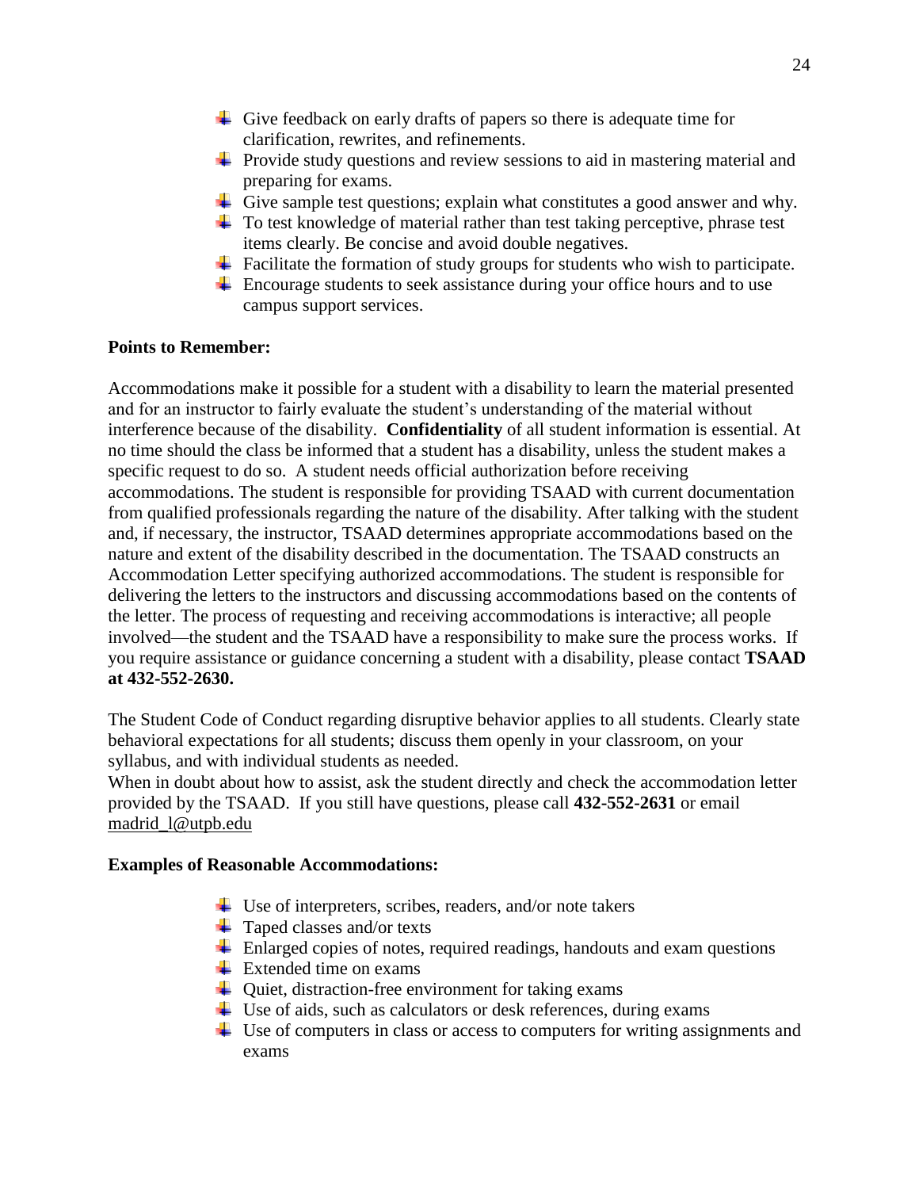- Give feedback on early drafts of papers so there is adequate time for clarification, rewrites, and refinements.
- Provide study questions and review sessions to aid in mastering material and preparing for exams.
- Give sample test questions; explain what constitutes a good answer and why.
- To test knowledge of material rather than test taking perceptive, phrase test items clearly. Be concise and avoid double negatives.
- Facilitate the formation of study groups for students who wish to participate.
- Encourage students to seek assistance during your office hours and to use campus support services.

**Points to Remember:**

Accommodations make it possible for a student with a disability to learn the material presented and for an instructor to fairly evaluate the student's understanding of the material without interference because of the disability. **Confidentiality** of all student information is essential. At no time should the class be informed that a student has a disability, unless the student makes a specific request to do so. A student needs official authorization before receiving accommodations. The student is responsible for providing TSAAD with current documentation from qualified professionals regarding the nature of the disability. After talking with the student and, if necessary, the instructor, TSAAD determines appropriate accommodations based on the nature and extent of the disability described in the documentation. The TSAAD constructs an Accommodation Letter specifying authorized accommodations. The student is responsible for delivering the letters to the instructors and discussing accommodations based on the contents of the letter. The process of requesting and receiving accommodations is interactive; all people involved—the student and the TSAAD have a responsibility to make sure the process works. If you require assistance or guidance concerning a student with a disability, please contact **TSAAD at 432-552-2630.**

The Student Code of Conduct regarding disruptive behavior applies to all students. Clearly state behavioral expectations for all students; discuss them openly in your classroom, on your syllabus, and with individual students as needed.
When in doubt about how to assist, ask the student directly and check the accommodation letter provided by the TSAAD. If you still have questions, please call **432-552-2631** or email madrid_l@utpb.edu

**Examples of Reasonable Accommodations:**

- Use of interpreters, scribes, readers, and/or note takers
- Taped classes and/or texts
- Enlarged copies of notes, required readings, handouts and exam questions
- Extended time on exams
- Quiet, distraction-free environment for taking exams
- Use of aids, such as calculators or desk references, during exams
- Use of computers in class or access to computers for writing assignments and exams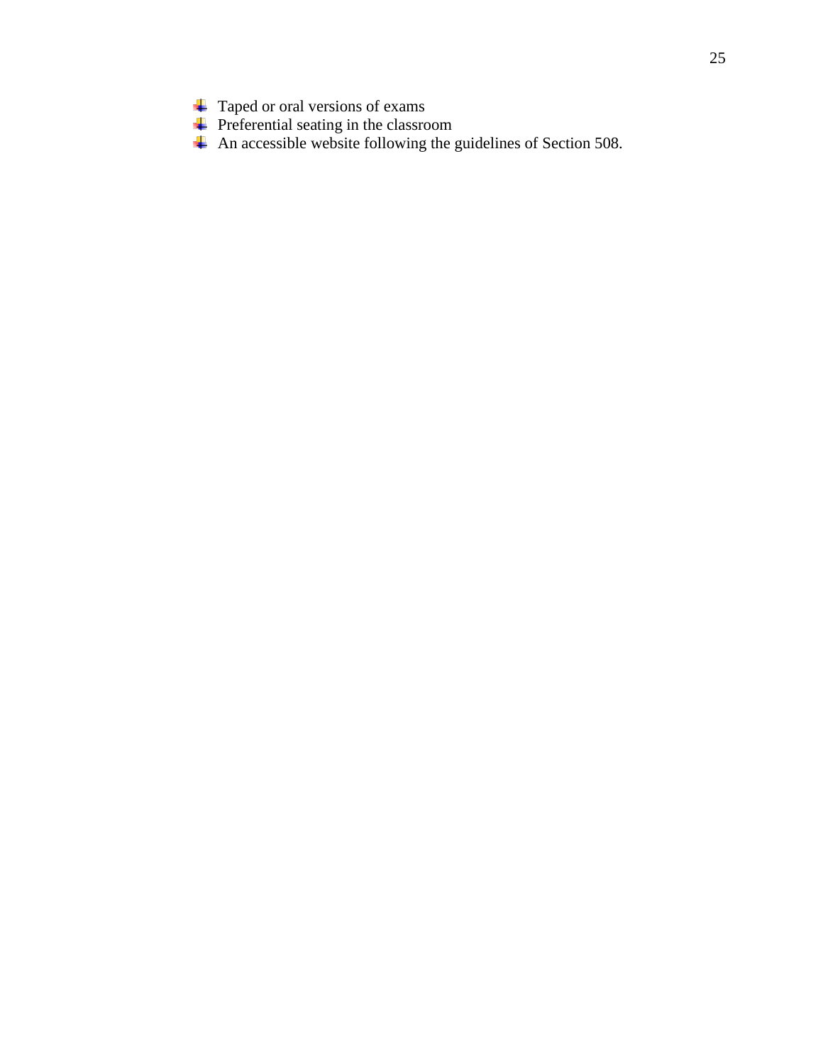- Taped or oral versions of exams
- Preferential seating in the classroom
- An accessible website following the guidelines of Section 508.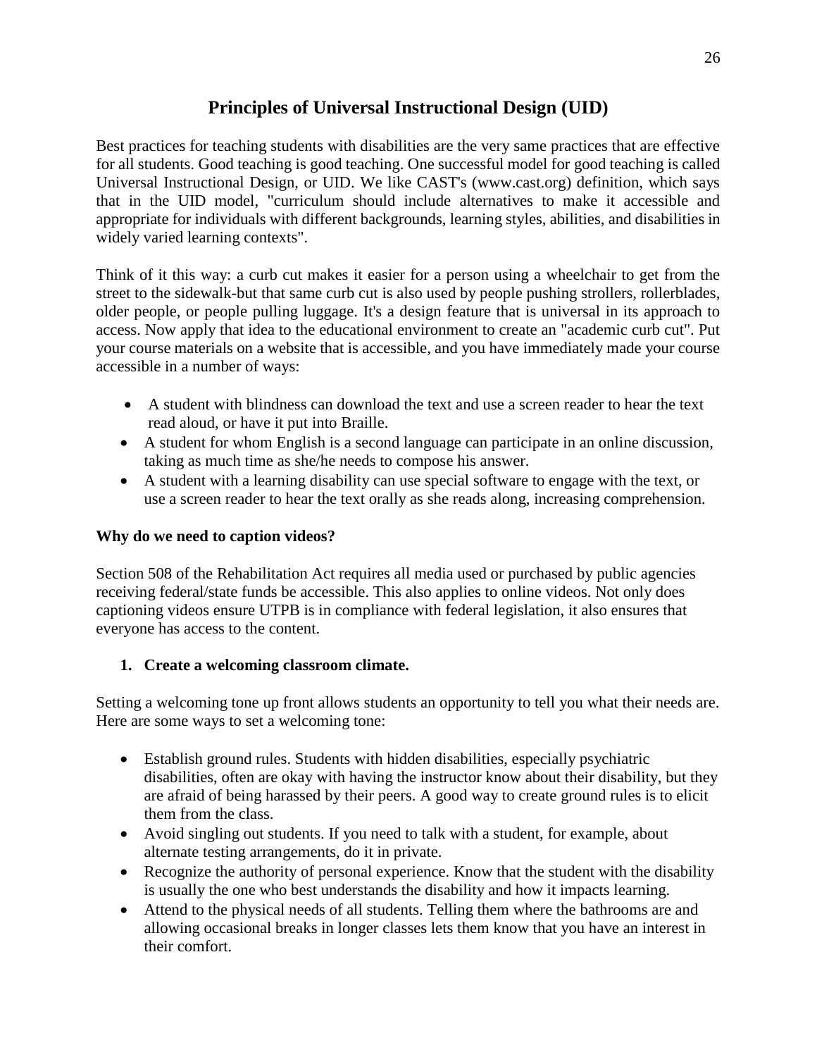# Principles of Universal Instructional Design (UID)

Best practices for teaching students with disabilities are the very same practices that are effective for all students. Good teaching is good teaching. One successful model for good teaching is called Universal Instructional Design, or UID. We like CAST's (www.cast.org) definition, which says that in the UID model, "curriculum should include alternatives to make it accessible and appropriate for individuals with different backgrounds, learning styles, abilities, and disabilities in widely varied learning contexts".

Think of it this way: a curb cut makes it easier for a person using a wheelchair to get from the street to the sidewalk-but that same curb cut is also used by people pushing strollers, rollerblades, older people, or people pulling luggage. It's a design feature that is universal in its approach to access. Now apply that idea to the educational environment to create an "academic curb cut". Put your course materials on a website that is accessible, and you have immediately made your course accessible in a number of ways:

- A student with blindness can download the text and use a screen reader to hear the text read aloud, or have it put into Braille.
- A student for whom English is a second language can participate in an online discussion, taking as much time as she/he needs to compose his answer.
- A student with a learning disability can use special software to engage with the text, or use a screen reader to hear the text orally as she reads along, increasing comprehension.

**Why do we need to caption videos?**

Section 508 of the Rehabilitation Act requires all media used or purchased by public agencies receiving federal/state funds be accessible. This also applies to online videos. Not only does captioning videos ensure UTPB is in compliance with federal legislation, it also ensures that everyone has access to the content.

1. **Create a welcoming classroom climate.**

Setting a welcoming tone up front allows students an opportunity to tell you what their needs are. Here are some ways to set a welcoming tone:

- Establish ground rules. Students with hidden disabilities, especially psychiatric disabilities, often are okay with having the instructor know about their disability, but they are afraid of being harassed by their peers. A good way to create ground rules is to elicit them from the class.
- Avoid singling out students. If you need to talk with a student, for example, about alternate testing arrangements, do it in private.
- Recognize the authority of personal experience. Know that the student with the disability is usually the one who best understands the disability and how it impacts learning.
- Attend to the physical needs of all students. Telling them where the bathrooms are and allowing occasional breaks in longer classes lets them know that you have an interest in their comfort.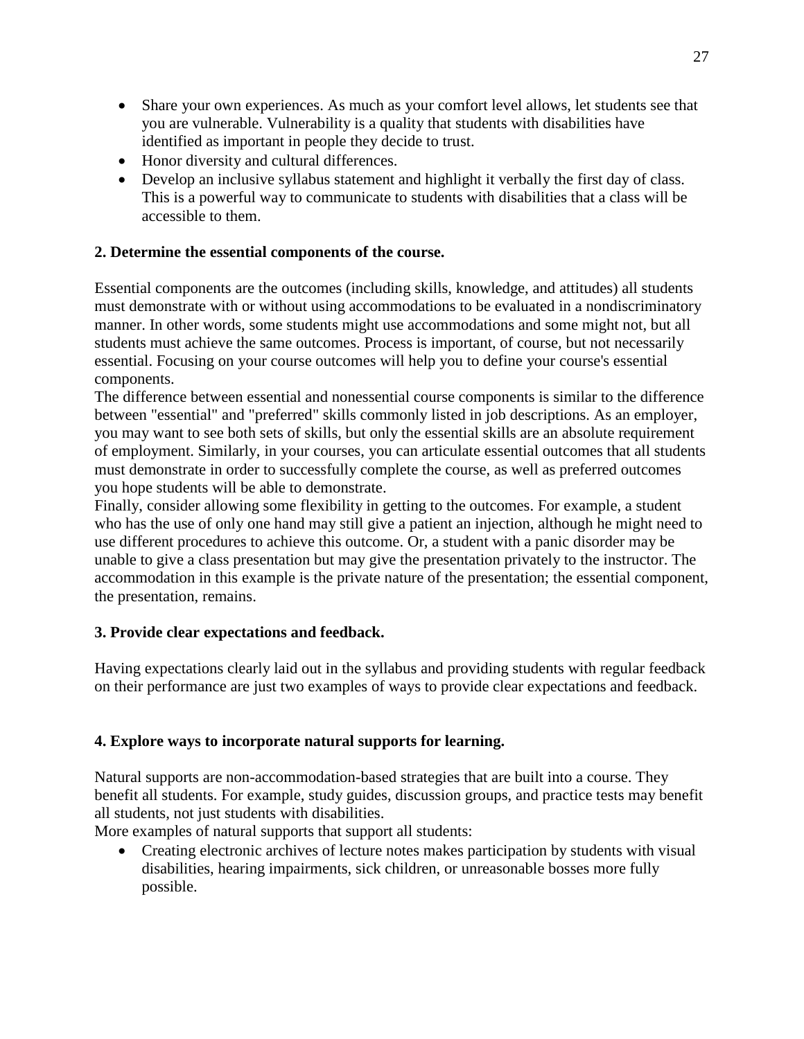- Share your own experiences. As much as your comfort level allows, let students see that you are vulnerable. Vulnerability is a quality that students with disabilities have identified as important in people they decide to trust.
- Honor diversity and cultural differences.
- Develop an inclusive syllabus statement and highlight it verbally the first day of class. This is a powerful way to communicate to students with disabilities that a class will be accessible to them.

**2. Determine the essential components of the course.**

Essential components are the outcomes (including skills, knowledge, and attitudes) all students must demonstrate with or without using accommodations to be evaluated in a nondiscriminatory manner. In other words, some students might use accommodations and some might not, but all students must achieve the same outcomes. Process is important, of course, but not necessarily essential. Focusing on your course outcomes will help you to define your course's essential components.

The difference between essential and nonessential course components is similar to the difference between "essential" and "preferred" skills commonly listed in job descriptions. As an employer, you may want to see both sets of skills, but only the essential skills are an absolute requirement of employment. Similarly, in your courses, you can articulate essential outcomes that all students must demonstrate in order to successfully complete the course, as well as preferred outcomes you hope students will be able to demonstrate.

Finally, consider allowing some flexibility in getting to the outcomes. For example, a student who has the use of only one hand may still give a patient an injection, although he might need to use different procedures to achieve this outcome. Or, a student with a panic disorder may be unable to give a class presentation but may give the presentation privately to the instructor. The accommodation in this example is the private nature of the presentation; the essential component, the presentation, remains.

**3. Provide clear expectations and feedback.**

Having expectations clearly laid out in the syllabus and providing students with regular feedback on their performance are just two examples of ways to provide clear expectations and feedback.

**4. Explore ways to incorporate natural supports for learning.**

Natural supports are non-accommodation-based strategies that are built into a course. They benefit all students. For example, study guides, discussion groups, and practice tests may benefit all students, not just students with disabilities.

More examples of natural supports that support all students:

- Creating electronic archives of lecture notes makes participation by students with visual disabilities, hearing impairments, sick children, or unreasonable bosses more fully possible.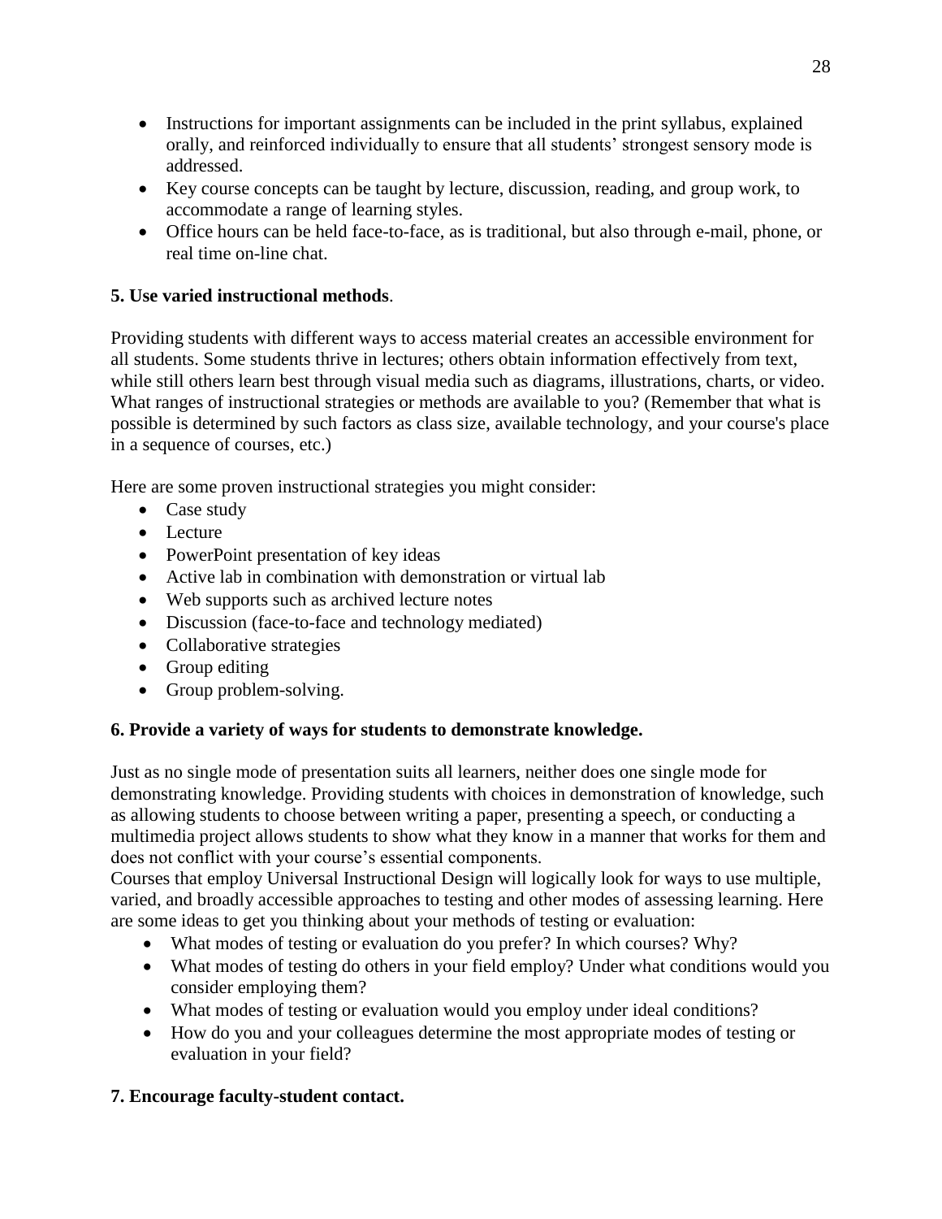- Instructions for important assignments can be included in the print syllabus, explained orally, and reinforced individually to ensure that all students' strongest sensory mode is addressed.
- Key course concepts can be taught by lecture, discussion, reading, and group work, to accommodate a range of learning styles.
- Office hours can be held face-to-face, as is traditional, but also through e-mail, phone, or real time on-line chat.

**5. Use varied instructional methods**.

Providing students with different ways to access material creates an accessible environment for all students. Some students thrive in lectures; others obtain information effectively from text, while still others learn best through visual media such as diagrams, illustrations, charts, or video. What ranges of instructional strategies or methods are available to you? (Remember that what is possible is determined by such factors as class size, available technology, and your course's place in a sequence of courses, etc.)

Here are some proven instructional strategies you might consider:

- Case study
- Lecture
- PowerPoint presentation of key ideas
- Active lab in combination with demonstration or virtual lab
- Web supports such as archived lecture notes
- Discussion (face-to-face and technology mediated)
- Collaborative strategies
- Group editing
- Group problem-solving.

**6. Provide a variety of ways for students to demonstrate knowledge.**

Just as no single mode of presentation suits all learners, neither does one single mode for demonstrating knowledge. Providing students with choices in demonstration of knowledge, such as allowing students to choose between writing a paper, presenting a speech, or conducting a multimedia project allows students to show what they know in a manner that works for them and does not conflict with your course's essential components.

Courses that employ Universal Instructional Design will logically look for ways to use multiple, varied, and broadly accessible approaches to testing and other modes of assessing learning. Here are some ideas to get you thinking about your methods of testing or evaluation:

- What modes of testing or evaluation do you prefer? In which courses? Why?
- What modes of testing do others in your field employ? Under what conditions would you consider employing them?
- What modes of testing or evaluation would you employ under ideal conditions?
- How do you and your colleagues determine the most appropriate modes of testing or evaluation in your field?

**7. Encourage faculty-student contact.**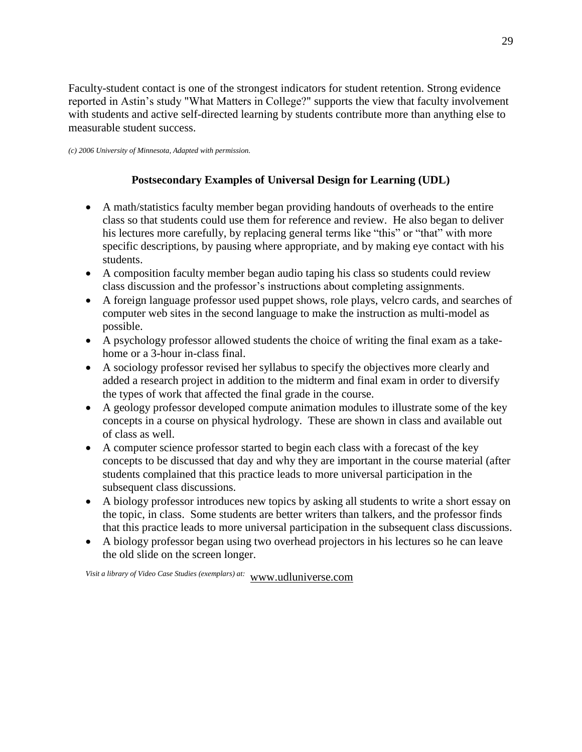Faculty-student contact is one of the strongest indicators for student retention. Strong evidence reported in Astin's study "What Matters in College?" supports the view that faculty involvement with students and active self-directed learning by students contribute more than anything else to measurable student success.

*(c) 2006 University of Minnesota, Adapted with permission.*

## Postsecondary Examples of Universal Design for Learning (UDL)

- A math/statistics faculty member began providing handouts of overheads to the entire class so that students could use them for reference and review. He also began to deliver his lectures more carefully, by replacing general terms like "this" or "that" with more specific descriptions, by pausing where appropriate, and by making eye contact with his students.
- A composition faculty member began audio taping his class so students could review class discussion and the professor's instructions about completing assignments.
- A foreign language professor used puppet shows, role plays, velcro cards, and searches of computer web sites in the second language to make the instruction as multi-model as possible.
- A psychology professor allowed students the choice of writing the final exam as a take-home or a 3-hour in-class final.
- A sociology professor revised her syllabus to specify the objectives more clearly and added a research project in addition to the midterm and final exam in order to diversify the types of work that affected the final grade in the course.
- A geology professor developed compute animation modules to illustrate some of the key concepts in a course on physical hydrology. These are shown in class and available out of class as well.
- A computer science professor started to begin each class with a forecast of the key concepts to be discussed that day and why they are important in the course material (after students complained that this practice leads to more universal participation in the subsequent class discussions.
- A biology professor introduces new topics by asking all students to write a short essay on the topic, in class. Some students are better writers than talkers, and the professor finds that this practice leads to more universal participation in the subsequent class discussions.
- A biology professor began using two overhead projectors in his lectures so he can leave the old slide on the screen longer.

*Visit a library of Video Case Studies (exemplars) at:* www.udluniverse.com